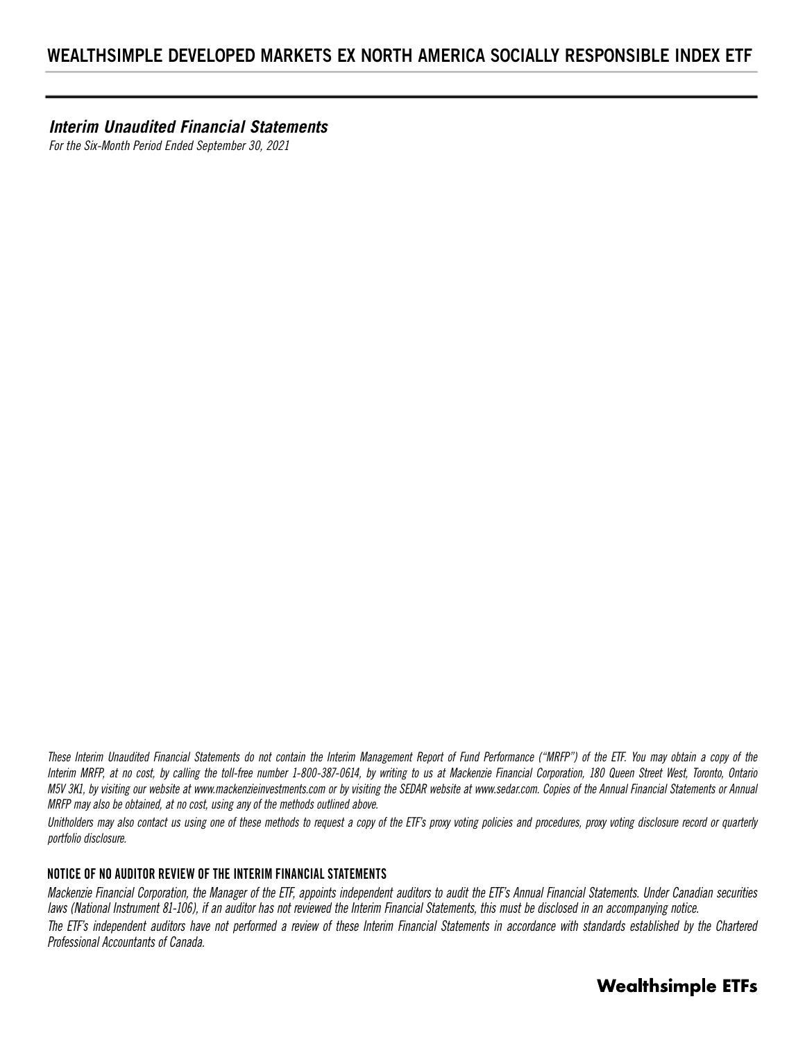# WEALTHSIMPLE DEVELOPED MARKETS EX NORTH AMERICA SOCIALLY RESPONSIBLE INDEX ETF

## *Interim Unaudited Financial Statements*

*For the Six-Month Period Ended September 30, 2021*

*These Interim Unaudited Financial Statements do not contain the Interim Management Report of Fund Performance ("MRFP") of the ETF. You may obtain a copy of the Interim MRFP, at no cost, by calling the toll-free number 1-800-387-0614, by writing to us at Mackenzie Financial Corporation, 180 Queen Street West, Toronto, Ontario M5V 3K1, by visiting our website at www.mackenzieinvestments.com or by visiting the SEDAR website at www.sedar.com. Copies of the Annual Financial Statements or Annual MRFP may also be obtained, at no cost, using any of the methods outlined above.*

*Unitholders may also contact us using one of these methods to request a copy of the ETF's proxy voting policies and procedures, proxy voting disclosure record or quarterly portfolio disclosure.*

### NOTICE OF NO AUDITOR REVIEW OF THE INTERIM FINANCIAL STATEMENTS

*Mackenzie Financial Corporation, the Manager of the ETF, appoints independent auditors to audit the ETF's Annual Financial Statements. Under Canadian securities laws (National Instrument 81-106), if an auditor has not reviewed the Interim Financial Statements, this must be disclosed in an accompanying notice.*

*The ETF's independent auditors have not performed a review of these Interim Financial Statements in accordance with standards established by the Chartered Professional Accountants of Canada.*

**Wealthsimple ETFs**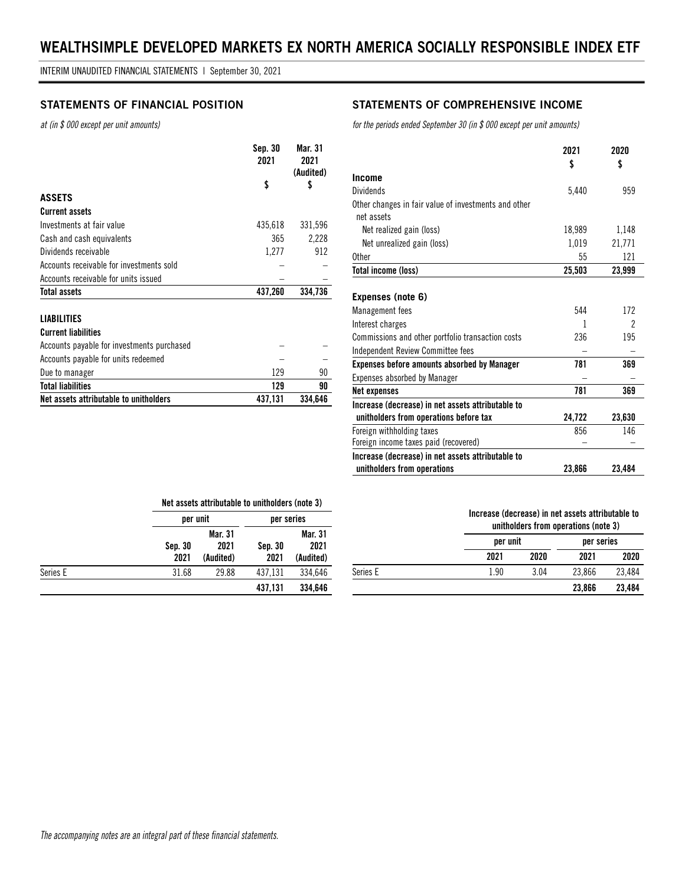# WEALTHSIMPLE DEVELOPED MARKETS EX NORTH AMERICA SOCIALLY RESPONSIBLE INDEX ETF

INTERIM UNAUDITED FINANCIAL STATEMENTS | September 30, 2021

## STATEMENTS OF FINANCIAL POSITION

*at (in $ 000 except per unit amounts)*

| | Sep. 30 2021 $ | Mar. 31 2021 (Audited) $ |
|---|---|---|
| **ASSETS** | | |
| **Current assets** | | |
| Investments at fair value | 435,618 | 331,596 |
| Cash and cash equivalents | 365 | 2,228 |
| Dividends receivable | 1,277 | 912 |
| Accounts receivable for investments sold | – | – |
| Accounts receivable for units issued | – | – |
| **Total assets** | **437,260** | **334,736** |
| **LIABILITIES** | | |
| **Current liabilities** | | |
| Accounts payable for investments purchased | – | – |
| Accounts payable for units redeemed | – | – |
| Due to manager | 129 | 90 |
| **Total liabilities** | **129** | **90** |
| **Net assets attributable to unitholders** | **437,131** | **334,646** |

| | Net assets attributable to unitholders (note 3) | | | |
|---|---|---|---|---|
| | per unit | | per series | |
| | Sep. 30 2021 | Mar. 31 2021 (Audited) | Sep. 30 2021 | Mar. 31 2021 (Audited) |
| Series E | 31.68 | 29.88 | 437,131 | 334,646 |
| | | | **437,131** | **334,646** |

## STATEMENTS OF COMPREHENSIVE INCOME

*for the periods ended September 30 (in $ 000 except per unit amounts)*

| | 2021 $ | 2020 $ |
|---|---|---|
| **Income** | | |
| Dividends | 5,440 | 959 |
| Other changes in fair value of investments and other net assets | | |
| Net realized gain (loss) | 18,989 | 1,148 |
| Net unrealized gain (loss) | 1,019 | 21,771 |
| Other | 55 | 121 |
| **Total income (loss)** | **25,503** | **23,999** |
| **Expenses (note 6)** | | |
| Management fees | 544 | 172 |
| Interest charges | 1 | 2 |
| Commissions and other portfolio transaction costs | 236 | 195 |
| Independent Review Committee fees | – | – |
| **Expenses before amounts absorbed by Manager** | **781** | **369** |
| Expenses absorbed by Manager | – | – |
| **Net expenses** | **781** | **369** |
| **Increase (decrease) in net assets attributable to unitholders from operations before tax** | **24,722** | **23,630** |
| Foreign withholding taxes | 856 | 146 |
| Foreign income taxes paid (recovered) | – | – |
| **Increase (decrease) in net assets attributable to unitholders from operations** | **23,866** | **23,484** |

| | Increase (decrease) in net assets attributable to unitholders from operations (note 3) | | | |
|---|---|---|---|---|
| | per unit | | per series | |
| | 2021 | 2020 | 2021 | 2020 |
| Series E | 1.90 | 3.04 | 23,866 | 23,484 |
| | | | **23,866** | **23,484** |

*The accompanying notes are an integral part of these financial statements.*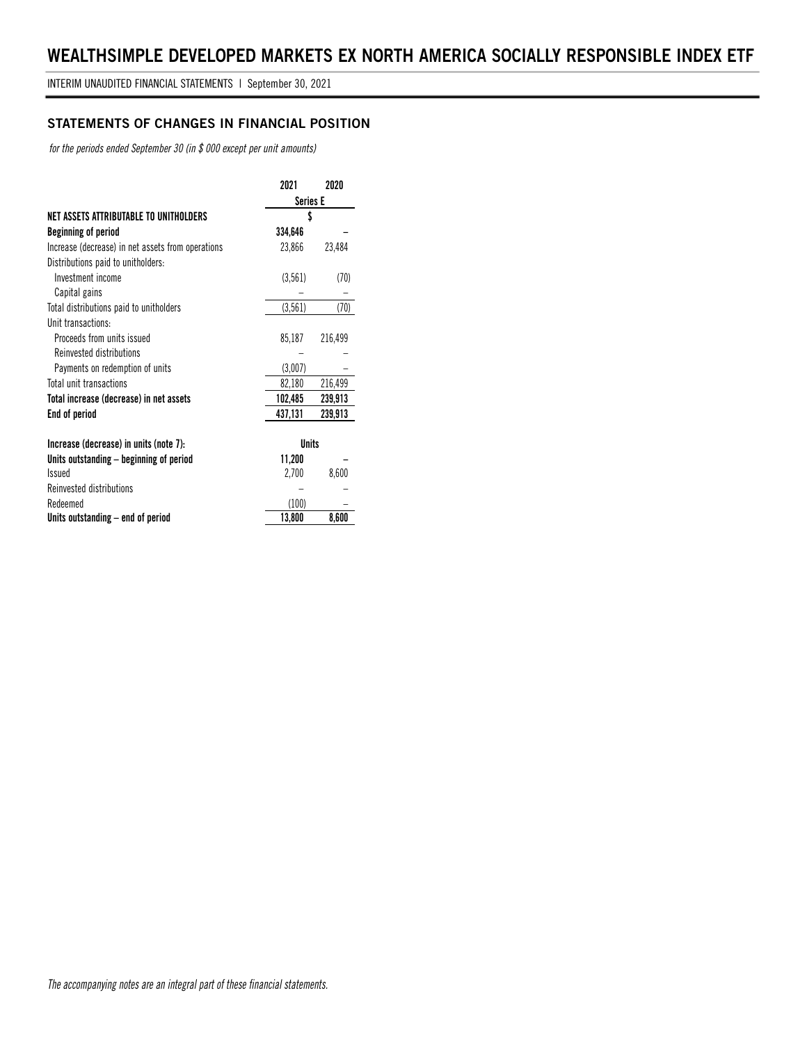# WEALTHSIMPLE DEVELOPED MARKETS EX NORTH AMERICA SOCIALLY RESPONSIBLE INDEX ETF

INTERIM UNAUDITED FINANCIAL STATEMENTS | September 30, 2021

## STATEMENTS OF CHANGES IN FINANCIAL POSITION

*for the periods ended September 30 (in $ 000 except per unit amounts)*

| | 2021 | 2020 |
|---|---|---|
| | Series E | |
| **NET ASSETS ATTRIBUTABLE TO UNITHOLDERS** | $ | |
| **Beginning of period** | **334,646** | – |
| Increase (decrease) in net assets from operations | 23,866 | 23,484 |
| Distributions paid to unitholders: | | |
| Investment income | (3,561) | (70) |
| Capital gains | – | – |
| Total distributions paid to unitholders | (3,561) | (70) |
| Unit transactions: | | |
| Proceeds from units issued | 85,187 | 216,499 |
| Reinvested distributions | – | – |
| Payments on redemption of units | (3,007) | – |
| Total unit transactions | 82,180 | 216,499 |
| **Total increase (decrease) in net assets** | **102,485** | **239,913** |
| **End of period** | **437,131** | **239,913** |
| | | |
| **Increase (decrease) in units (note 7):** | **Units** | |
| **Units outstanding – beginning of period** | **11,200** | – |
| Issued | 2,700 | 8,600 |
| Reinvested distributions | – | – |
| Redeemed | (100) | – |
| **Units outstanding – end of period** | **13,800** | **8,600** |

*The accompanying notes are an integral part of these financial statements.*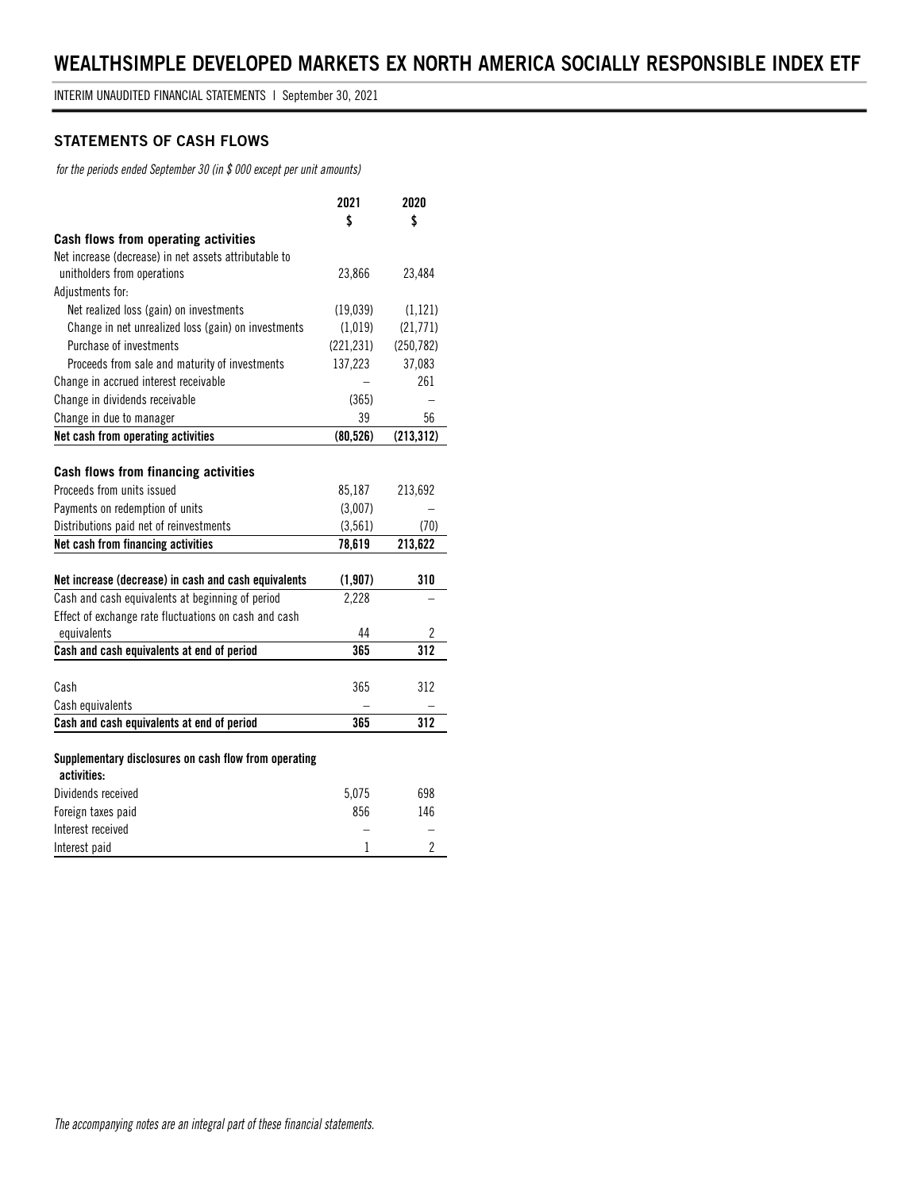# WEALTHSIMPLE DEVELOPED MARKETS EX NORTH AMERICA SOCIALLY RESPONSIBLE INDEX ETF

INTERIM UNAUDITED FINANCIAL STATEMENTS | September 30, 2021

## STATEMENTS OF CASH FLOWS

*for the periods ended September 30 (in $ 000 except per unit amounts)*

| | 2021<br>$ | 2020<br>$ |
|---|---|---|
| **Cash flows from operating activities** | | |
| Net increase (decrease) in net assets attributable to unitholders from operations | 23,866 | 23,484 |
| Adjustments for: | | |
| Net realized loss (gain) on investments | (19,039) | (1,121) |
| Change in net unrealized loss (gain) on investments | (1,019) | (21,771) |
| Purchase of investments | (221,231) | (250,782) |
| Proceeds from sale and maturity of investments | 137,223 | 37,083 |
| Change in accrued interest receivable | – | 261 |
| Change in dividends receivable | (365) | – |
| Change in due to manager | 39 | 56 |
| **Net cash from operating activities** | **(80,526)** | **(213,312)** |
| | | |
| **Cash flows from financing activities** | | |
| Proceeds from units issued | 85,187 | 213,692 |
| Payments on redemption of units | (3,007) | – |
| Distributions paid net of reinvestments | (3,561) | (70) |
| **Net cash from financing activities** | **78,619** | **213,622** |
| | | |
| **Net increase (decrease) in cash and cash equivalents** | **(1,907)** | **310** |
| Cash and cash equivalents at beginning of period | 2,228 | – |
| Effect of exchange rate fluctuations on cash and cash equivalents | 44 | 2 |
| **Cash and cash equivalents at end of period** | **365** | **312** |
| | | |
| Cash | 365 | 312 |
| Cash equivalents | – | – |
| **Cash and cash equivalents at end of period** | **365** | **312** |
| | | |
| **Supplementary disclosures on cash flow from operating activities:** | | |
| Dividends received | 5,075 | 698 |
| Foreign taxes paid | 856 | 146 |
| Interest received | – | – |
| Interest paid | 1 | 2 |

*The accompanying notes are an integral part of these financial statements.*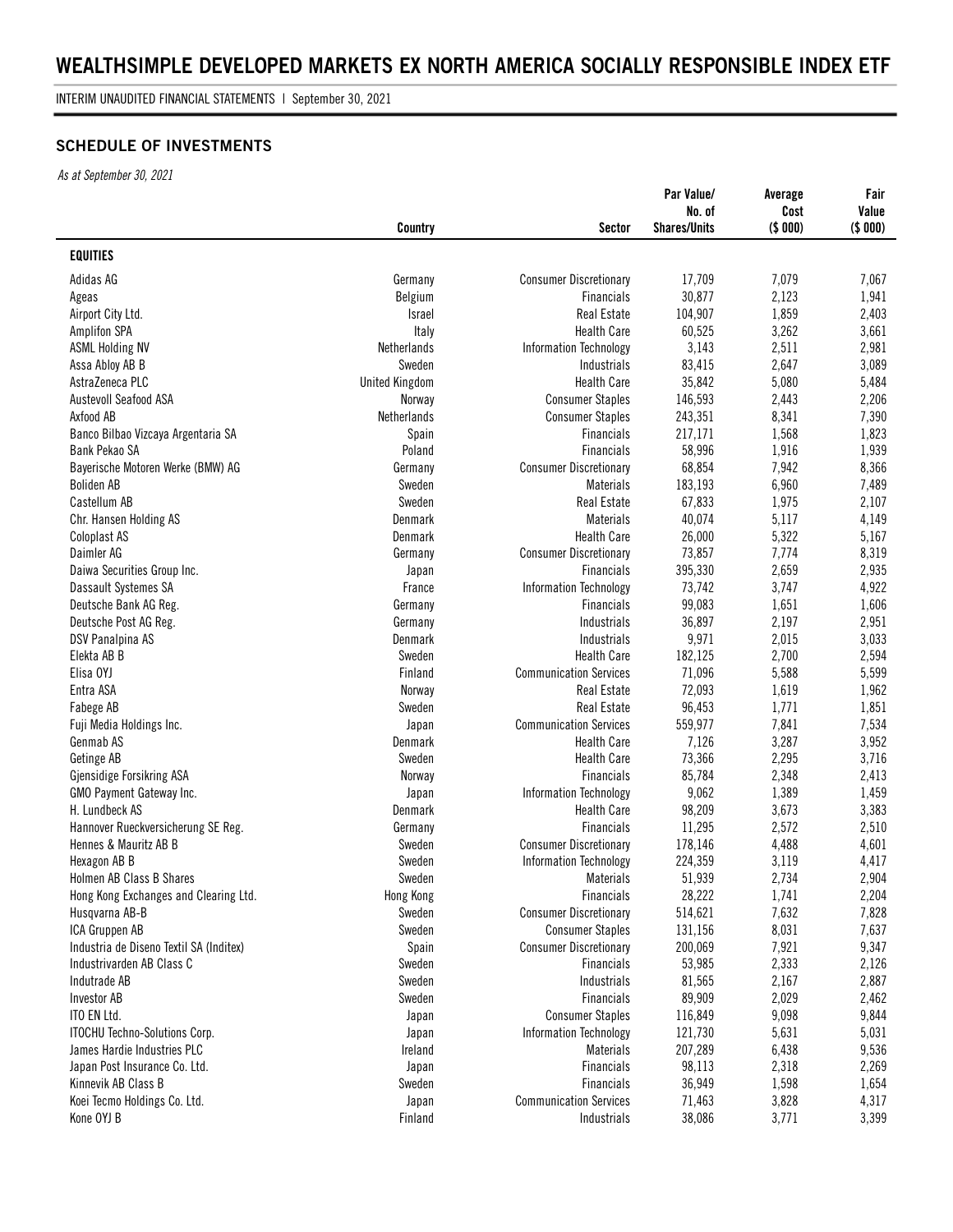# WEALTHSIMPLE DEVELOPED MARKETS EX NORTH AMERICA SOCIALLY RESPONSIBLE INDEX ETF

INTERIM UNAUDITED FINANCIAL STATEMENTS | September 30, 2021

### SCHEDULE OF INVESTMENTS

*As at September 30, 2021*

| | Country | Sector | Par Value/ No. of Shares/Units | Average Cost ($ 000) | Fair Value ($ 000) |
|---|---|---|---|---|---|
| **EQUITIES** | | | | | |
| Adidas AG | Germany | Consumer Discretionary | 17,709 | 7,079 | 7,067 |
| Ageas | Belgium | Financials | 30,877 | 2,123 | 1,941 |
| Airport City Ltd. | Israel | Real Estate | 104,907 | 1,859 | 2,403 |
| Amplifon SPA | Italy | Health Care | 60,525 | 3,262 | 3,661 |
| ASML Holding NV | Netherlands | Information Technology | 3,143 | 2,511 | 2,981 |
| Assa Abloy AB B | Sweden | Industrials | 83,415 | 2,647 | 3,089 |
| AstraZeneca PLC | United Kingdom | Health Care | 35,842 | 5,080 | 5,484 |
| Austevoll Seafood ASA | Norway | Consumer Staples | 146,593 | 2,443 | 2,206 |
| Axfood AB | Netherlands | Consumer Staples | 243,351 | 8,341 | 7,390 |
| Banco Bilbao Vizcaya Argentaria SA | Spain | Financials | 217,171 | 1,568 | 1,823 |
| Bank Pekao SA | Poland | Financials | 58,996 | 1,916 | 1,939 |
| Bayerische Motoren Werke (BMW) AG | Germany | Consumer Discretionary | 68,854 | 7,942 | 8,366 |
| Boliden AB | Sweden | Materials | 183,193 | 6,960 | 7,489 |
| Castellum AB | Sweden | Real Estate | 67,833 | 1,975 | 2,107 |
| Chr. Hansen Holding AS | Denmark | Materials | 40,074 | 5,117 | 4,149 |
| Coloplast AS | Denmark | Health Care | 26,000 | 5,322 | 5,167 |
| Daimler AG | Germany | Consumer Discretionary | 73,857 | 7,774 | 8,319 |
| Daiwa Securities Group Inc. | Japan | Financials | 395,330 | 2,659 | 2,935 |
| Dassault Systemes SA | France | Information Technology | 73,742 | 3,747 | 4,922 |
| Deutsche Bank AG Reg. | Germany | Financials | 99,083 | 1,651 | 1,606 |
| Deutsche Post AG Reg. | Germany | Industrials | 36,897 | 2,197 | 2,951 |
| DSV Panalpina AS | Denmark | Industrials | 9,971 | 2,015 | 3,033 |
| Elekta AB B | Sweden | Health Care | 182,125 | 2,700 | 2,594 |
| Elisa OYJ | Finland | Communication Services | 71,096 | 5,588 | 5,599 |
| Entra ASA | Norway | Real Estate | 72,093 | 1,619 | 1,962 |
| Fabege AB | Sweden | Real Estate | 96,453 | 1,771 | 1,851 |
| Fuji Media Holdings Inc. | Japan | Communication Services | 559,977 | 7,841 | 7,534 |
| Genmab AS | Denmark | Health Care | 7,126 | 3,287 | 3,952 |
| Getinge AB | Sweden | Health Care | 73,366 | 2,295 | 3,716 |
| Gjensidige Forsikring ASA | Norway | Financials | 85,784 | 2,348 | 2,413 |
| GMO Payment Gateway Inc. | Japan | Information Technology | 9,062 | 1,389 | 1,459 |
| H. Lundbeck AS | Denmark | Health Care | 98,209 | 3,673 | 3,383 |
| Hannover Rueckversicherung SE Reg. | Germany | Financials | 11,295 | 2,572 | 2,510 |
| Hennes & Mauritz AB B | Sweden | Consumer Discretionary | 178,146 | 4,488 | 4,601 |
| Hexagon AB B | Sweden | Information Technology | 224,359 | 3,119 | 4,417 |
| Holmen AB Class B Shares | Sweden | Materials | 51,939 | 2,734 | 2,904 |
| Hong Kong Exchanges and Clearing Ltd. | Hong Kong | Financials | 28,222 | 1,741 | 2,204 |
| Husqvarna AB-B | Sweden | Consumer Discretionary | 514,621 | 7,632 | 7,828 |
| ICA Gruppen AB | Sweden | Consumer Staples | 131,156 | 8,031 | 7,637 |
| Industria de Diseno Textil SA (Inditex) | Spain | Consumer Discretionary | 200,069 | 7,921 | 9,347 |
| Industrivarden AB Class C | Sweden | Financials | 53,985 | 2,333 | 2,126 |
| Indutrade AB | Sweden | Industrials | 81,565 | 2,167 | 2,887 |
| Investor AB | Sweden | Financials | 89,909 | 2,029 | 2,462 |
| ITO EN Ltd. | Japan | Consumer Staples | 116,849 | 9,098 | 9,844 |
| ITOCHU Techno-Solutions Corp. | Japan | Information Technology | 121,730 | 5,631 | 5,031 |
| James Hardie Industries PLC | Ireland | Materials | 207,289 | 6,438 | 9,536 |
| Japan Post Insurance Co. Ltd. | Japan | Financials | 98,113 | 2,318 | 2,269 |
| Kinnevik AB Class B | Sweden | Financials | 36,949 | 1,598 | 1,654 |
| Koei Tecmo Holdings Co. Ltd. | Japan | Communication Services | 71,463 | 3,828 | 4,317 |
| Kone OYJ B | Finland | Industrials | 38,086 | 3,771 | 3,399 |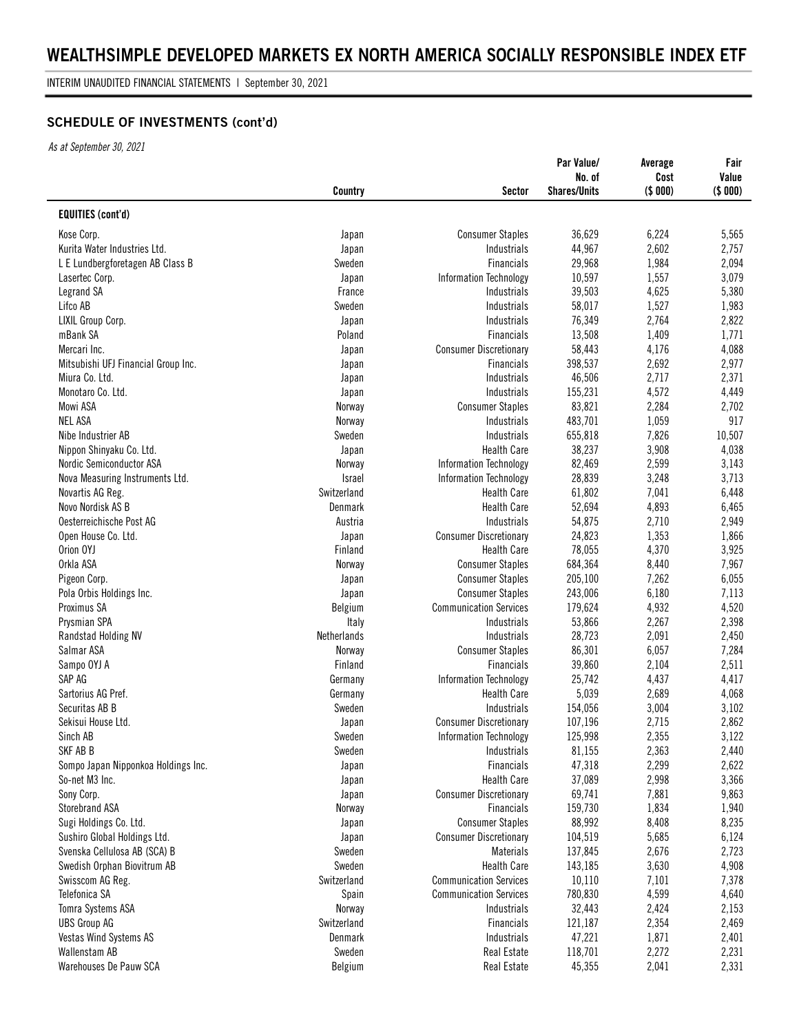# WEALTHSIMPLE DEVELOPED MARKETS EX NORTH AMERICA SOCIALLY RESPONSIBLE INDEX ETF

INTERIM UNAUDITED FINANCIAL STATEMENTS | September 30, 2021

## SCHEDULE OF INVESTMENTS (cont'd)

*As at September 30, 2021*

| | Country | Sector | Par Value/ No. of Shares/Units | Average Cost ($ 000) | Fair Value ($ 000) |
|---|---|---|---|---|---|
| **EQUITIES (cont'd)** | | | | | |
| Kose Corp. | Japan | Consumer Staples | 36,629 | 6,224 | 5,565 |
| Kurita Water Industries Ltd. | Japan | Industrials | 44,967 | 2,602 | 2,757 |
| L E Lundbergforetagen AB Class B | Sweden | Financials | 29,968 | 1,984 | 2,094 |
| Lasertec Corp. | Japan | Information Technology | 10,597 | 1,557 | 3,079 |
| Legrand SA | France | Industrials | 39,503 | 4,625 | 5,380 |
| Lifco AB | Sweden | Industrials | 58,017 | 1,527 | 1,983 |
| LIXIL Group Corp. | Japan | Industrials | 76,349 | 2,764 | 2,822 |
| mBank SA | Poland | Financials | 13,508 | 1,409 | 1,771 |
| Mercari Inc. | Japan | Consumer Discretionary | 58,443 | 4,176 | 4,088 |
| Mitsubishi UFJ Financial Group Inc. | Japan | Financials | 398,537 | 2,692 | 2,977 |
| Miura Co. Ltd. | Japan | Industrials | 46,506 | 2,717 | 2,371 |
| Monotaro Co. Ltd. | Japan | Industrials | 155,231 | 4,572 | 4,449 |
| Mowi ASA | Norway | Consumer Staples | 83,821 | 2,284 | 2,702 |
| NEL ASA | Norway | Industrials | 483,701 | 1,059 | 917 |
| Nibe Industrier AB | Sweden | Industrials | 655,818 | 7,826 | 10,507 |
| Nippon Shinyaku Co. Ltd. | Japan | Health Care | 38,237 | 3,908 | 4,038 |
| Nordic Semiconductor ASA | Norway | Information Technology | 82,469 | 2,599 | 3,143 |
| Nova Measuring Instruments Ltd. | Israel | Information Technology | 28,839 | 3,248 | 3,713 |
| Novartis AG Reg. | Switzerland | Health Care | 61,802 | 7,041 | 6,448 |
| Novo Nordisk AS B | Denmark | Health Care | 52,694 | 4,893 | 6,465 |
| Oesterreichische Post AG | Austria | Industrials | 54,875 | 2,710 | 2,949 |
| Open House Co. Ltd. | Japan | Consumer Discretionary | 24,823 | 1,353 | 1,866 |
| Orion OYJ | Finland | Health Care | 78,055 | 4,370 | 3,925 |
| Orkla ASA | Norway | Consumer Staples | 684,364 | 8,440 | 7,967 |
| Pigeon Corp. | Japan | Consumer Staples | 205,100 | 7,262 | 6,055 |
| Pola Orbis Holdings Inc. | Japan | Consumer Staples | 243,006 | 6,180 | 7,113 |
| Proximus SA | Belgium | Communication Services | 179,624 | 4,932 | 4,520 |
| Prysmian SPA | Italy | Industrials | 53,866 | 2,267 | 2,398 |
| Randstad Holding NV | Netherlands | Industrials | 28,723 | 2,091 | 2,450 |
| Salmar ASA | Norway | Consumer Staples | 86,301 | 6,057 | 7,284 |
| Sampo OYJ A | Finland | Financials | 39,860 | 2,104 | 2,511 |
| SAP AG | Germany | Information Technology | 25,742 | 4,437 | 4,417 |
| Sartorius AG Pref. | Germany | Health Care | 5,039 | 2,689 | 4,068 |
| Securitas AB B | Sweden | Industrials | 154,056 | 3,004 | 3,102 |
| Sekisui House Ltd. | Japan | Consumer Discretionary | 107,196 | 2,715 | 2,862 |
| Sinch AB | Sweden | Information Technology | 125,998 | 2,355 | 3,122 |
| SKF AB B | Sweden | Industrials | 81,155 | 2,363 | 2,440 |
| Sompo Japan Nipponkoa Holdings Inc. | Japan | Financials | 47,318 | 2,299 | 2,622 |
| So-net M3 Inc. | Japan | Health Care | 37,089 | 2,998 | 3,366 |
| Sony Corp. | Japan | Consumer Discretionary | 69,741 | 7,881 | 9,863 |
| Storebrand ASA | Norway | Financials | 159,730 | 1,834 | 1,940 |
| Sugi Holdings Co. Ltd. | Japan | Consumer Staples | 88,992 | 8,408 | 8,235 |
| Sushiro Global Holdings Ltd. | Japan | Consumer Discretionary | 104,519 | 5,685 | 6,124 |
| Svenska Cellulosa AB (SCA) B | Sweden | Materials | 137,845 | 2,676 | 2,723 |
| Swedish Orphan Biovitrum AB | Sweden | Health Care | 143,185 | 3,630 | 4,908 |
| Swisscom AG Reg. | Switzerland | Communication Services | 10,110 | 7,101 | 7,378 |
| Telefonica SA | Spain | Communication Services | 780,830 | 4,599 | 4,640 |
| Tomra Systems ASA | Norway | Industrials | 32,443 | 2,424 | 2,153 |
| UBS Group AG | Switzerland | Financials | 121,187 | 2,354 | 2,469 |
| Vestas Wind Systems AS | Denmark | Industrials | 47,221 | 1,871 | 2,401 |
| Wallenstam AB | Sweden | Real Estate | 118,701 | 2,272 | 2,231 |
| Warehouses De Pauw SCA | Belgium | Real Estate | 45,355 | 2,041 | 2,331 |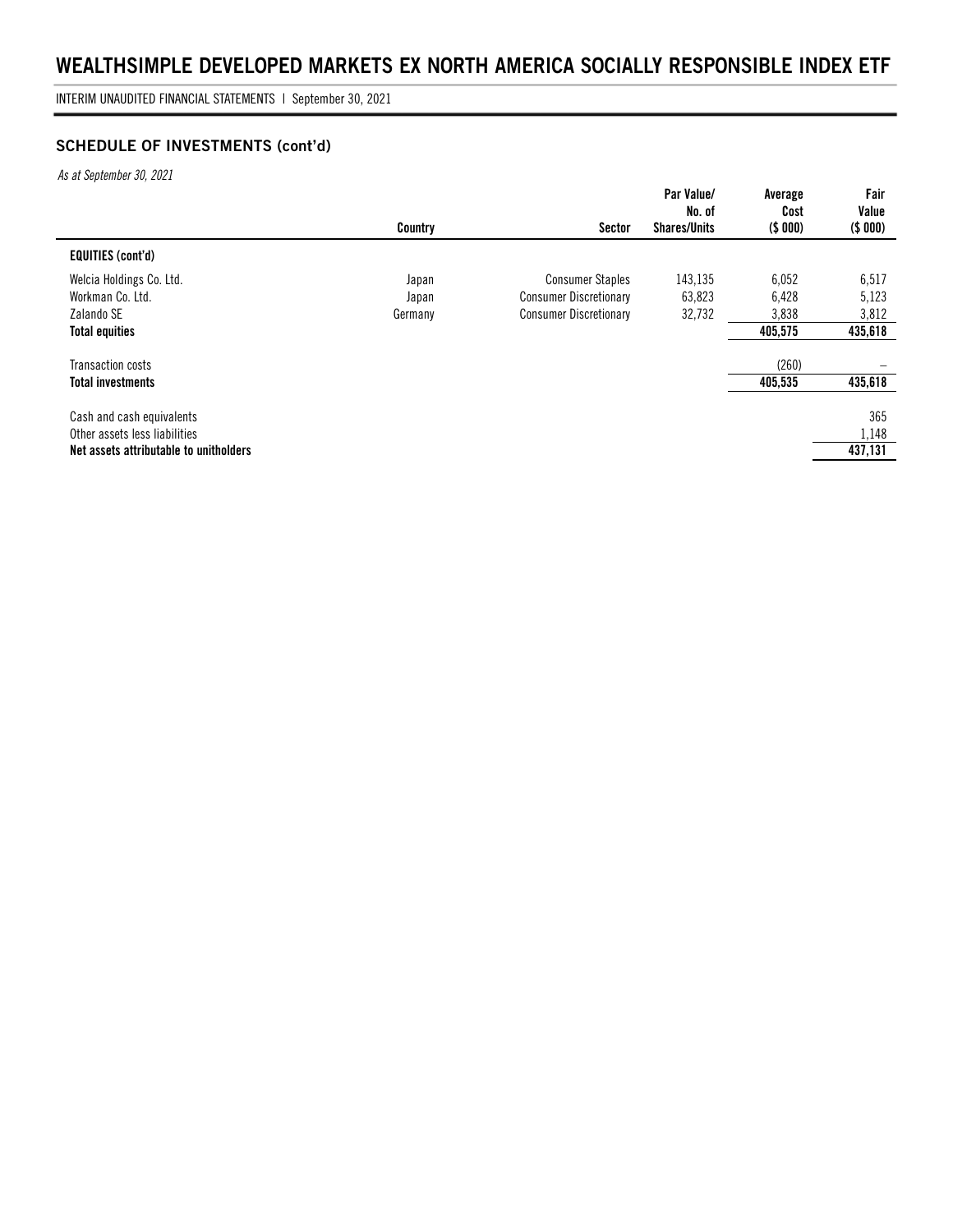## SCHEDULE OF INVESTMENTS (cont'd)

*As at September 30, 2021*

| | Country | Sector | Par Value/ No. of Shares/Units | Average Cost ($ 000) | Fair Value ($ 000) |
|---|---|---|---|---|---|
| **EQUITIES (cont'd)** | | | | | |
| Welcia Holdings Co. Ltd. | Japan | Consumer Staples | 143,135 | 6,052 | 6,517 |
| Workman Co. Ltd. | Japan | Consumer Discretionary | 63,823 | 6,428 | 5,123 |
| Zalando SE | Germany | Consumer Discretionary | 32,732 | 3,838 | 3,812 |
| **Total equities** | | | | **405,575** | **435,618** |
| Transaction costs | | | | (260) | – |
| **Total investments** | | | | **405,535** | **435,618** |
| Cash and cash equivalents | | | | | 365 |
| Other assets less liabilities | | | | | 1,148 |
| **Net assets attributable to unitholders** | | | | | **437,131** |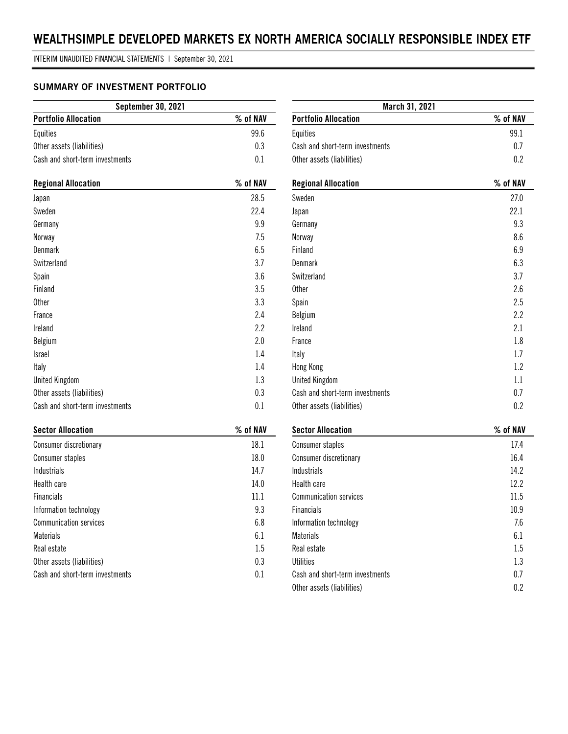# WEALTHSIMPLE DEVELOPED MARKETS EX NORTH AMERICA SOCIALLY RESPONSIBLE INDEX ETF

INTERIM UNAUDITED FINANCIAL STATEMENTS | September 30, 2021

### SUMMARY OF INVESTMENT PORTFOLIO

**September 30, 2021**

| Portfolio Allocation | % of NAV |
|---|---|
| Equities | 99.6 |
| Other assets (liabilities) | 0.3 |
| Cash and short-term investments | 0.1 |

| Regional Allocation | % of NAV |
|---|---|
| Japan | 28.5 |
| Sweden | 22.4 |
| Germany | 9.9 |
| Norway | 7.5 |
| Denmark | 6.5 |
| Switzerland | 3.7 |
| Spain | 3.6 |
| Finland | 3.5 |
| Other | 3.3 |
| France | 2.4 |
| Ireland | 2.2 |
| Belgium | 2.0 |
| Israel | 1.4 |
| Italy | 1.4 |
| United Kingdom | 1.3 |
| Other assets (liabilities) | 0.3 |
| Cash and short-term investments | 0.1 |

| Sector Allocation | % of NAV |
|---|---|
| Consumer discretionary | 18.1 |
| Consumer staples | 18.0 |
| Industrials | 14.7 |
| Health care | 14.0 |
| Financials | 11.1 |
| Information technology | 9.3 |
| Communication services | 6.8 |
| Materials | 6.1 |
| Real estate | 1.5 |
| Other assets (liabilities) | 0.3 |
| Cash and short-term investments | 0.1 |

**March 31, 2021**

| Portfolio Allocation | % of NAV |
|---|---|
| Equities | 99.1 |
| Cash and short-term investments | 0.7 |
| Other assets (liabilities) | 0.2 |

| Regional Allocation | % of NAV |
|---|---|
| Sweden | 27.0 |
| Japan | 22.1 |
| Germany | 9.3 |
| Norway | 8.6 |
| Finland | 6.9 |
| Denmark | 6.3 |
| Switzerland | 3.7 |
| Other | 2.6 |
| Spain | 2.5 |
| Belgium | 2.2 |
| Ireland | 2.1 |
| France | 1.8 |
| Italy | 1.7 |
| Hong Kong | 1.2 |
| United Kingdom | 1.1 |
| Cash and short-term investments | 0.7 |
| Other assets (liabilities) | 0.2 |

| Sector Allocation | % of NAV |
|---|---|
| Consumer staples | 17.4 |
| Consumer discretionary | 16.4 |
| Industrials | 14.2 |
| Health care | 12.2 |
| Communication services | 11.5 |
| Financials | 10.9 |
| Information technology | 7.6 |
| Materials | 6.1 |
| Real estate | 1.5 |
| Utilities | 1.3 |
| Cash and short-term investments | 0.7 |
| Other assets (liabilities) | 0.2 |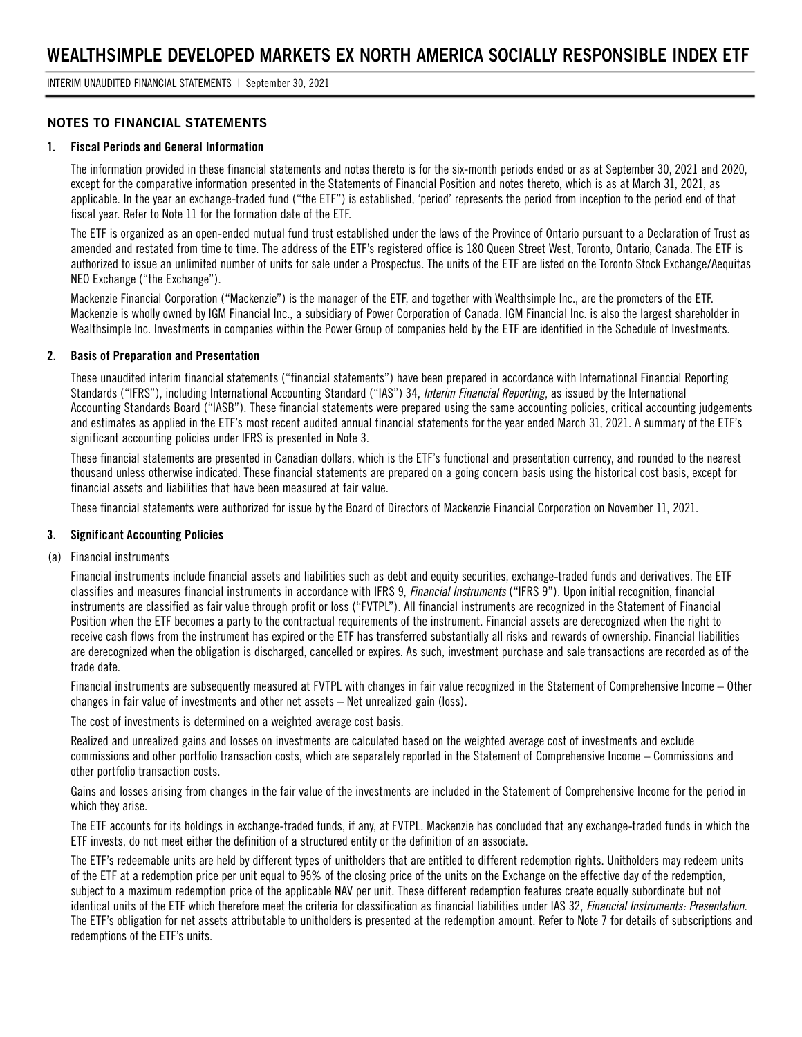## NOTES TO FINANCIAL STATEMENTS

### 1. Fiscal Periods and General Information

The information provided in these financial statements and notes thereto is for the six-month periods ended or as at September 30, 2021 and 2020, except for the comparative information presented in the Statements of Financial Position and notes thereto, which is as at March 31, 2021, as applicable. In the year an exchange-traded fund ("the ETF") is established, 'period' represents the period from inception to the period end of that fiscal year. Refer to Note 11 for the formation date of the ETF.

The ETF is organized as an open-ended mutual fund trust established under the laws of the Province of Ontario pursuant to a Declaration of Trust as amended and restated from time to time. The address of the ETF's registered office is 180 Queen Street West, Toronto, Ontario, Canada. The ETF is authorized to issue an unlimited number of units for sale under a Prospectus. The units of the ETF are listed on the Toronto Stock Exchange/Aequitas NEO Exchange ("the Exchange").

Mackenzie Financial Corporation ("Mackenzie") is the manager of the ETF, and together with Wealthsimple Inc., are the promoters of the ETF. Mackenzie is wholly owned by IGM Financial Inc., a subsidiary of Power Corporation of Canada. IGM Financial Inc. is also the largest shareholder in Wealthsimple Inc. Investments in companies within the Power Group of companies held by the ETF are identified in the Schedule of Investments.

### 2. Basis of Preparation and Presentation

These unaudited interim financial statements ("financial statements") have been prepared in accordance with International Financial Reporting Standards ("IFRS"), including International Accounting Standard ("IAS") 34, *Interim Financial Reporting*, as issued by the International Accounting Standards Board ("IASB"). These financial statements were prepared using the same accounting policies, critical accounting judgements and estimates as applied in the ETF's most recent audited annual financial statements for the year ended March 31, 2021. A summary of the ETF's significant accounting policies under IFRS is presented in Note 3.

These financial statements are presented in Canadian dollars, which is the ETF's functional and presentation currency, and rounded to the nearest thousand unless otherwise indicated. These financial statements are prepared on a going concern basis using the historical cost basis, except for financial assets and liabilities that have been measured at fair value.

These financial statements were authorized for issue by the Board of Directors of Mackenzie Financial Corporation on November 11, 2021.

### 3. Significant Accounting Policies

(a) Financial instruments

Financial instruments include financial assets and liabilities such as debt and equity securities, exchange-traded funds and derivatives. The ETF classifies and measures financial instruments in accordance with IFRS 9, *Financial Instruments* ("IFRS 9"). Upon initial recognition, financial instruments are classified as fair value through profit or loss ("FVTPL"). All financial instruments are recognized in the Statement of Financial Position when the ETF becomes a party to the contractual requirements of the instrument. Financial assets are derecognized when the right to receive cash flows from the instrument has expired or the ETF has transferred substantially all risks and rewards of ownership. Financial liabilities are derecognized when the obligation is discharged, cancelled or expires. As such, investment purchase and sale transactions are recorded as of the trade date.

Financial instruments are subsequently measured at FVTPL with changes in fair value recognized in the Statement of Comprehensive Income – Other changes in fair value of investments and other net assets – Net unrealized gain (loss).

The cost of investments is determined on a weighted average cost basis.

Realized and unrealized gains and losses on investments are calculated based on the weighted average cost of investments and exclude commissions and other portfolio transaction costs, which are separately reported in the Statement of Comprehensive Income – Commissions and other portfolio transaction costs.

Gains and losses arising from changes in the fair value of the investments are included in the Statement of Comprehensive Income for the period in which they arise.

The ETF accounts for its holdings in exchange-traded funds, if any, at FVTPL. Mackenzie has concluded that any exchange-traded funds in which the ETF invests, do not meet either the definition of a structured entity or the definition of an associate.

The ETF's redeemable units are held by different types of unitholders that are entitled to different redemption rights. Unitholders may redeem units of the ETF at a redemption price per unit equal to 95% of the closing price of the units on the Exchange on the effective day of the redemption, subject to a maximum redemption price of the applicable NAV per unit. These different redemption features create equally subordinate but not identical units of the ETF which therefore meet the criteria for classification as financial liabilities under IAS 32, *Financial Instruments: Presentation.* The ETF's obligation for net assets attributable to unitholders is presented at the redemption amount. Refer to Note 7 for details of subscriptions and redemptions of the ETF's units.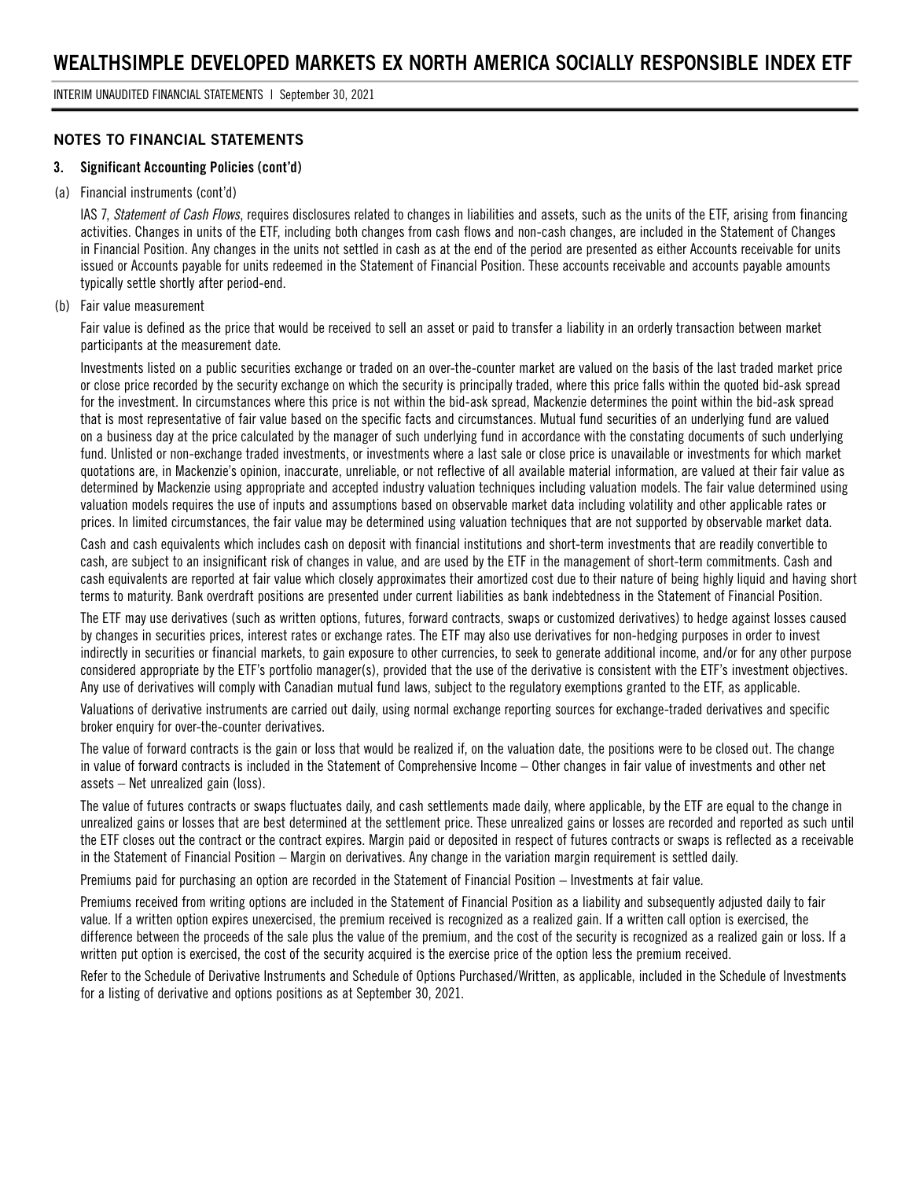## NOTES TO FINANCIAL STATEMENTS

### 3. Significant Accounting Policies (cont'd)

(a) Financial instruments (cont'd)

IAS 7, *Statement of Cash Flows*, requires disclosures related to changes in liabilities and assets, such as the units of the ETF, arising from financing activities. Changes in units of the ETF, including both changes from cash flows and non-cash changes, are included in the Statement of Changes in Financial Position. Any changes in the units not settled in cash as at the end of the period are presented as either Accounts receivable for units issued or Accounts payable for units redeemed in the Statement of Financial Position. These accounts receivable and accounts payable amounts typically settle shortly after period-end.

(b) Fair value measurement

Fair value is defined as the price that would be received to sell an asset or paid to transfer a liability in an orderly transaction between market participants at the measurement date.

Investments listed on a public securities exchange or traded on an over-the-counter market are valued on the basis of the last traded market price or close price recorded by the security exchange on which the security is principally traded, where this price falls within the quoted bid-ask spread for the investment. In circumstances where this price is not within the bid-ask spread, Mackenzie determines the point within the bid-ask spread that is most representative of fair value based on the specific facts and circumstances. Mutual fund securities of an underlying fund are valued on a business day at the price calculated by the manager of such underlying fund in accordance with the constating documents of such underlying fund. Unlisted or non-exchange traded investments, or investments where a last sale or close price is unavailable or investments for which market quotations are, in Mackenzie's opinion, inaccurate, unreliable, or not reflective of all available material information, are valued at their fair value as determined by Mackenzie using appropriate and accepted industry valuation techniques including valuation models. The fair value determined using valuation models requires the use of inputs and assumptions based on observable market data including volatility and other applicable rates or prices. In limited circumstances, the fair value may be determined using valuation techniques that are not supported by observable market data.

Cash and cash equivalents which includes cash on deposit with financial institutions and short-term investments that are readily convertible to cash, are subject to an insignificant risk of changes in value, and are used by the ETF in the management of short-term commitments. Cash and cash equivalents are reported at fair value which closely approximates their amortized cost due to their nature of being highly liquid and having short terms to maturity. Bank overdraft positions are presented under current liabilities as bank indebtedness in the Statement of Financial Position.

The ETF may use derivatives (such as written options, futures, forward contracts, swaps or customized derivatives) to hedge against losses caused by changes in securities prices, interest rates or exchange rates. The ETF may also use derivatives for non-hedging purposes in order to invest indirectly in securities or financial markets, to gain exposure to other currencies, to seek to generate additional income, and/or for any other purpose considered appropriate by the ETF's portfolio manager(s), provided that the use of the derivative is consistent with the ETF's investment objectives. Any use of derivatives will comply with Canadian mutual fund laws, subject to the regulatory exemptions granted to the ETF, as applicable.

Valuations of derivative instruments are carried out daily, using normal exchange reporting sources for exchange-traded derivatives and specific broker enquiry for over-the-counter derivatives.

The value of forward contracts is the gain or loss that would be realized if, on the valuation date, the positions were to be closed out. The change in value of forward contracts is included in the Statement of Comprehensive Income – Other changes in fair value of investments and other net assets – Net unrealized gain (loss).

The value of futures contracts or swaps fluctuates daily, and cash settlements made daily, where applicable, by the ETF are equal to the change in unrealized gains or losses that are best determined at the settlement price. These unrealized gains or losses are recorded and reported as such until the ETF closes out the contract or the contract expires. Margin paid or deposited in respect of futures contracts or swaps is reflected as a receivable in the Statement of Financial Position – Margin on derivatives. Any change in the variation margin requirement is settled daily.

Premiums paid for purchasing an option are recorded in the Statement of Financial Position – Investments at fair value.

Premiums received from writing options are included in the Statement of Financial Position as a liability and subsequently adjusted daily to fair value. If a written option expires unexercised, the premium received is recognized as a realized gain. If a written call option is exercised, the difference between the proceeds of the sale plus the value of the premium, and the cost of the security is recognized as a realized gain or loss. If a written put option is exercised, the cost of the security acquired is the exercise price of the option less the premium received.

Refer to the Schedule of Derivative Instruments and Schedule of Options Purchased/Written, as applicable, included in the Schedule of Investments for a listing of derivative and options positions as at September 30, 2021.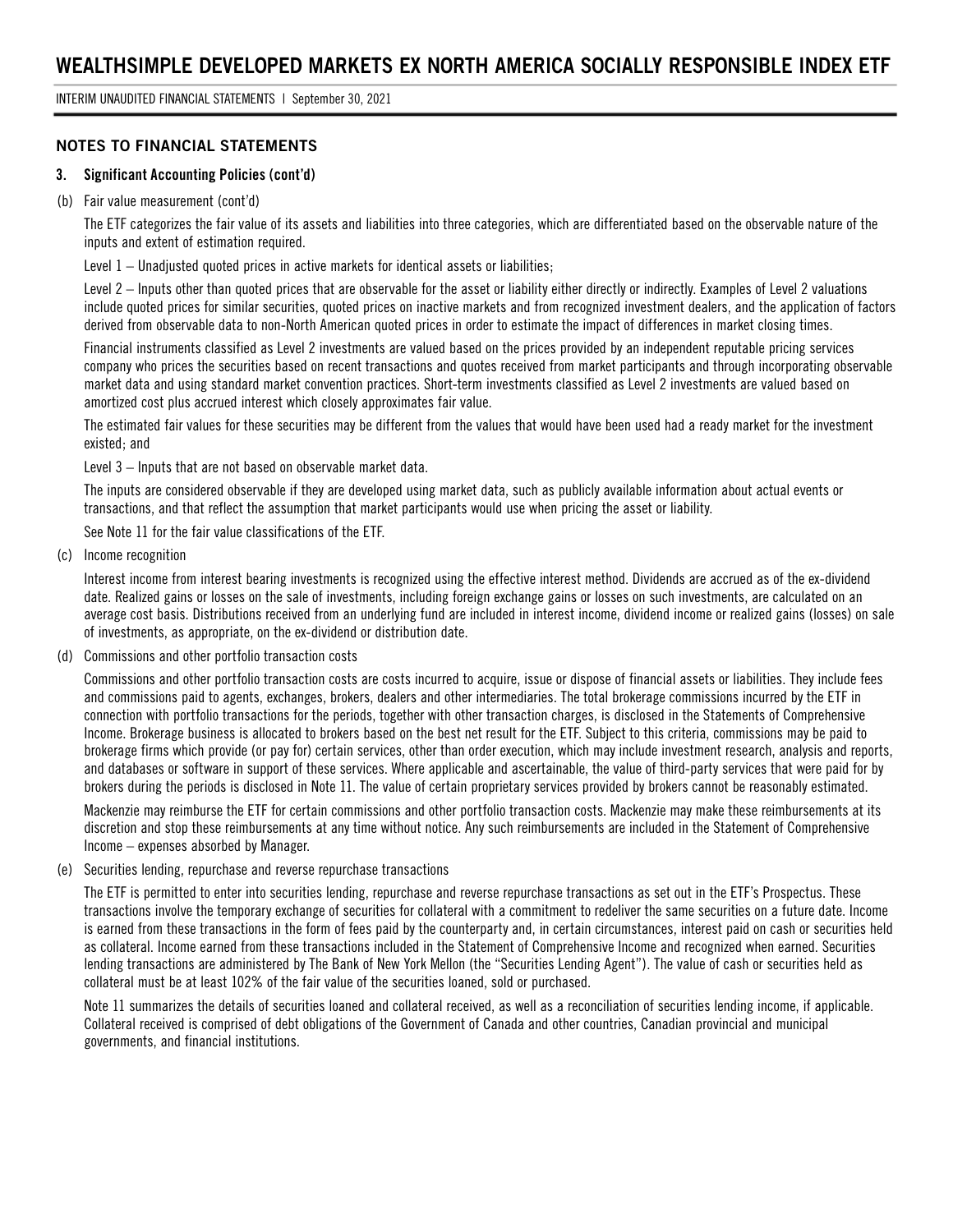## NOTES TO FINANCIAL STATEMENTS

### 3. Significant Accounting Policies (cont'd)

(b) Fair value measurement (cont'd)

The ETF categorizes the fair value of its assets and liabilities into three categories, which are differentiated based on the observable nature of the inputs and extent of estimation required.

Level 1 – Unadjusted quoted prices in active markets for identical assets or liabilities;

Level 2 – Inputs other than quoted prices that are observable for the asset or liability either directly or indirectly. Examples of Level 2 valuations include quoted prices for similar securities, quoted prices on inactive markets and from recognized investment dealers, and the application of factors derived from observable data to non-North American quoted prices in order to estimate the impact of differences in market closing times.

Financial instruments classified as Level 2 investments are valued based on the prices provided by an independent reputable pricing services company who prices the securities based on recent transactions and quotes received from market participants and through incorporating observable market data and using standard market convention practices. Short-term investments classified as Level 2 investments are valued based on amortized cost plus accrued interest which closely approximates fair value.

The estimated fair values for these securities may be different from the values that would have been used had a ready market for the investment existed; and

Level 3 – Inputs that are not based on observable market data.

The inputs are considered observable if they are developed using market data, such as publicly available information about actual events or transactions, and that reflect the assumption that market participants would use when pricing the asset or liability.

See Note 11 for the fair value classifications of the ETF.

(c) Income recognition

Interest income from interest bearing investments is recognized using the effective interest method. Dividends are accrued as of the ex-dividend date. Realized gains or losses on the sale of investments, including foreign exchange gains or losses on such investments, are calculated on an average cost basis. Distributions received from an underlying fund are included in interest income, dividend income or realized gains (losses) on sale of investments, as appropriate, on the ex-dividend or distribution date.

(d) Commissions and other portfolio transaction costs

Commissions and other portfolio transaction costs are costs incurred to acquire, issue or dispose of financial assets or liabilities. They include fees and commissions paid to agents, exchanges, brokers, dealers and other intermediaries. The total brokerage commissions incurred by the ETF in connection with portfolio transactions for the periods, together with other transaction charges, is disclosed in the Statements of Comprehensive Income. Brokerage business is allocated to brokers based on the best net result for the ETF. Subject to this criteria, commissions may be paid to brokerage firms which provide (or pay for) certain services, other than order execution, which may include investment research, analysis and reports, and databases or software in support of these services. Where applicable and ascertainable, the value of third-party services that were paid for by brokers during the periods is disclosed in Note 11. The value of certain proprietary services provided by brokers cannot be reasonably estimated.

Mackenzie may reimburse the ETF for certain commissions and other portfolio transaction costs. Mackenzie may make these reimbursements at its discretion and stop these reimbursements at any time without notice. Any such reimbursements are included in the Statement of Comprehensive Income – expenses absorbed by Manager.

(e) Securities lending, repurchase and reverse repurchase transactions

The ETF is permitted to enter into securities lending, repurchase and reverse repurchase transactions as set out in the ETF's Prospectus. These transactions involve the temporary exchange of securities for collateral with a commitment to redeliver the same securities on a future date. Income is earned from these transactions in the form of fees paid by the counterparty and, in certain circumstances, interest paid on cash or securities held as collateral. Income earned from these transactions included in the Statement of Comprehensive Income and recognized when earned. Securities lending transactions are administered by The Bank of New York Mellon (the "Securities Lending Agent"). The value of cash or securities held as collateral must be at least 102% of the fair value of the securities loaned, sold or purchased.

Note 11 summarizes the details of securities loaned and collateral received, as well as a reconciliation of securities lending income, if applicable. Collateral received is comprised of debt obligations of the Government of Canada and other countries, Canadian provincial and municipal governments, and financial institutions.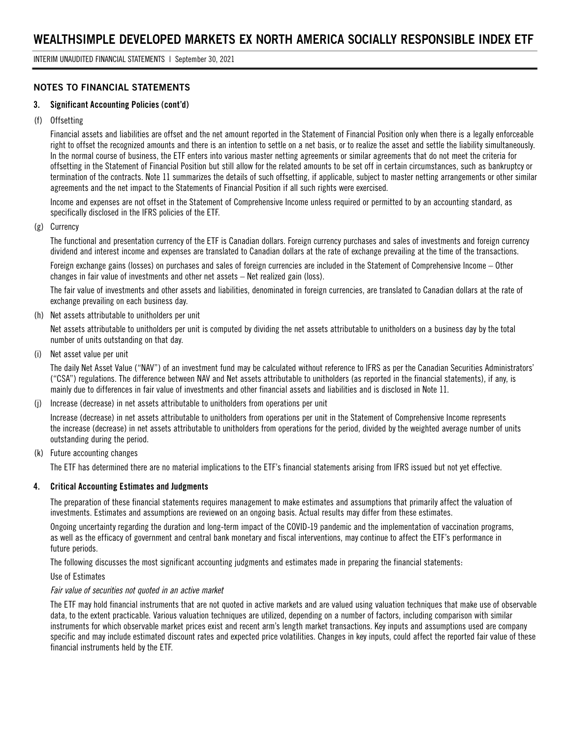## NOTES TO FINANCIAL STATEMENTS

### 3. Significant Accounting Policies (cont'd)

(f) Offsetting

Financial assets and liabilities are offset and the net amount reported in the Statement of Financial Position only when there is a legally enforceable right to offset the recognized amounts and there is an intention to settle on a net basis, or to realize the asset and settle the liability simultaneously. In the normal course of business, the ETF enters into various master netting agreements or similar agreements that do not meet the criteria for offsetting in the Statement of Financial Position but still allow for the related amounts to be set off in certain circumstances, such as bankruptcy or termination of the contracts. Note 11 summarizes the details of such offsetting, if applicable, subject to master netting arrangements or other similar agreements and the net impact to the Statements of Financial Position if all such rights were exercised.

Income and expenses are not offset in the Statement of Comprehensive Income unless required or permitted to by an accounting standard, as specifically disclosed in the IFRS policies of the ETF.

(g) Currency

The functional and presentation currency of the ETF is Canadian dollars. Foreign currency purchases and sales of investments and foreign currency dividend and interest income and expenses are translated to Canadian dollars at the rate of exchange prevailing at the time of the transactions.

Foreign exchange gains (losses) on purchases and sales of foreign currencies are included in the Statement of Comprehensive Income – Other changes in fair value of investments and other net assets – Net realized gain (loss).

The fair value of investments and other assets and liabilities, denominated in foreign currencies, are translated to Canadian dollars at the rate of exchange prevailing on each business day.

(h) Net assets attributable to unitholders per unit

Net assets attributable to unitholders per unit is computed by dividing the net assets attributable to unitholders on a business day by the total number of units outstanding on that day.

(i) Net asset value per unit

The daily Net Asset Value ("NAV") of an investment fund may be calculated without reference to IFRS as per the Canadian Securities Administrators' ("CSA") regulations. The difference between NAV and Net assets attributable to unitholders (as reported in the financial statements), if any, is mainly due to differences in fair value of investments and other financial assets and liabilities and is disclosed in Note 11.

(j) Increase (decrease) in net assets attributable to unitholders from operations per unit

Increase (decrease) in net assets attributable to unitholders from operations per unit in the Statement of Comprehensive Income represents the increase (decrease) in net assets attributable to unitholders from operations for the period, divided by the weighted average number of units outstanding during the period.

(k) Future accounting changes

The ETF has determined there are no material implications to the ETF's financial statements arising from IFRS issued but not yet effective.

### 4. Critical Accounting Estimates and Judgments

The preparation of these financial statements requires management to make estimates and assumptions that primarily affect the valuation of investments. Estimates and assumptions are reviewed on an ongoing basis. Actual results may differ from these estimates.

Ongoing uncertainty regarding the duration and long-term impact of the COVID-19 pandemic and the implementation of vaccination programs, as well as the efficacy of government and central bank monetary and fiscal interventions, may continue to affect the ETF's performance in future periods.

The following discusses the most significant accounting judgments and estimates made in preparing the financial statements:

Use of Estimates

*Fair value of securities not quoted in an active market*

The ETF may hold financial instruments that are not quoted in active markets and are valued using valuation techniques that make use of observable data, to the extent practicable. Various valuation techniques are utilized, depending on a number of factors, including comparison with similar instruments for which observable market prices exist and recent arm's length market transactions. Key inputs and assumptions used are company specific and may include estimated discount rates and expected price volatilities. Changes in key inputs, could affect the reported fair value of these financial instruments held by the ETF.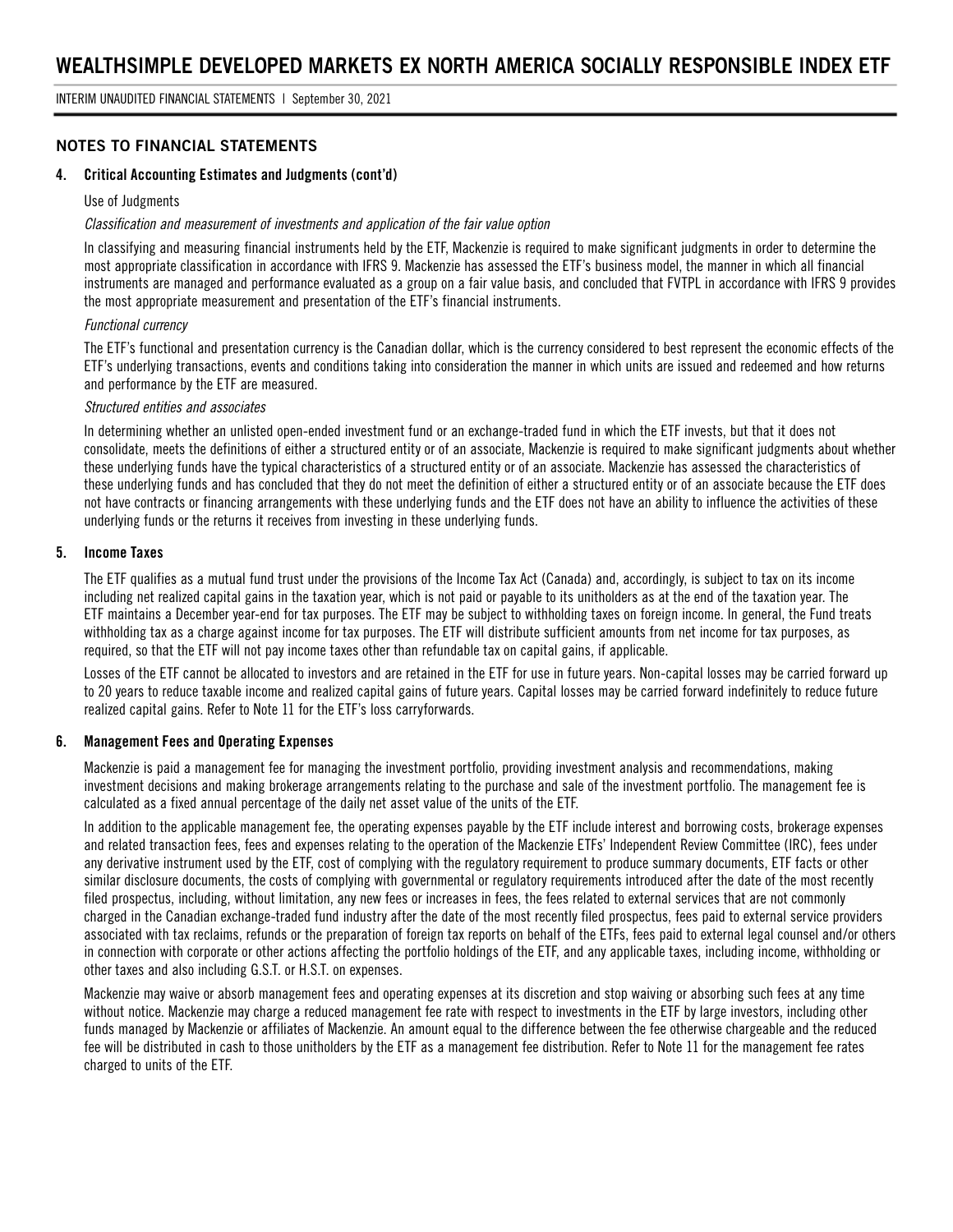## NOTES TO FINANCIAL STATEMENTS

### 4. Critical Accounting Estimates and Judgments (cont'd)

Use of Judgments

*Classification and measurement of investments and application of the fair value option*

In classifying and measuring financial instruments held by the ETF, Mackenzie is required to make significant judgments in order to determine the most appropriate classification in accordance with IFRS 9. Mackenzie has assessed the ETF's business model, the manner in which all financial instruments are managed and performance evaluated as a group on a fair value basis, and concluded that FVTPL in accordance with IFRS 9 provides the most appropriate measurement and presentation of the ETF's financial instruments.

*Functional currency*

The ETF's functional and presentation currency is the Canadian dollar, which is the currency considered to best represent the economic effects of the ETF's underlying transactions, events and conditions taking into consideration the manner in which units are issued and redeemed and how returns and performance by the ETF are measured.

*Structured entities and associates*

In determining whether an unlisted open-ended investment fund or an exchange-traded fund in which the ETF invests, but that it does not consolidate, meets the definitions of either a structured entity or of an associate, Mackenzie is required to make significant judgments about whether these underlying funds have the typical characteristics of a structured entity or of an associate. Mackenzie has assessed the characteristics of these underlying funds and has concluded that they do not meet the definition of either a structured entity or of an associate because the ETF does not have contracts or financing arrangements with these underlying funds and the ETF does not have an ability to influence the activities of these underlying funds or the returns it receives from investing in these underlying funds.

### 5. Income Taxes

The ETF qualifies as a mutual fund trust under the provisions of the Income Tax Act (Canada) and, accordingly, is subject to tax on its income including net realized capital gains in the taxation year, which is not paid or payable to its unitholders as at the end of the taxation year. The ETF maintains a December year-end for tax purposes. The ETF may be subject to withholding taxes on foreign income. In general, the Fund treats withholding tax as a charge against income for tax purposes. The ETF will distribute sufficient amounts from net income for tax purposes, as required, so that the ETF will not pay income taxes other than refundable tax on capital gains, if applicable.

Losses of the ETF cannot be allocated to investors and are retained in the ETF for use in future years. Non-capital losses may be carried forward up to 20 years to reduce taxable income and realized capital gains of future years. Capital losses may be carried forward indefinitely to reduce future realized capital gains. Refer to Note 11 for the ETF's loss carryforwards.

### 6. Management Fees and Operating Expenses

Mackenzie is paid a management fee for managing the investment portfolio, providing investment analysis and recommendations, making investment decisions and making brokerage arrangements relating to the purchase and sale of the investment portfolio. The management fee is calculated as a fixed annual percentage of the daily net asset value of the units of the ETF.

In addition to the applicable management fee, the operating expenses payable by the ETF include interest and borrowing costs, brokerage expenses and related transaction fees, fees and expenses relating to the operation of the Mackenzie ETFs' Independent Review Committee (IRC), fees under any derivative instrument used by the ETF, cost of complying with the regulatory requirement to produce summary documents, ETF facts or other similar disclosure documents, the costs of complying with governmental or regulatory requirements introduced after the date of the most recently filed prospectus, including, without limitation, any new fees or increases in fees, the fees related to external services that are not commonly charged in the Canadian exchange-traded fund industry after the date of the most recently filed prospectus, fees paid to external service providers associated with tax reclaims, refunds or the preparation of foreign tax reports on behalf of the ETFs, fees paid to external legal counsel and/or others in connection with corporate or other actions affecting the portfolio holdings of the ETF, and any applicable taxes, including income, withholding or other taxes and also including G.S.T. or H.S.T. on expenses.

Mackenzie may waive or absorb management fees and operating expenses at its discretion and stop waiving or absorbing such fees at any time without notice. Mackenzie may charge a reduced management fee rate with respect to investments in the ETF by large investors, including other funds managed by Mackenzie or affiliates of Mackenzie. An amount equal to the difference between the fee otherwise chargeable and the reduced fee will be distributed in cash to those unitholders by the ETF as a management fee distribution. Refer to Note 11 for the management fee rates charged to units of the ETF.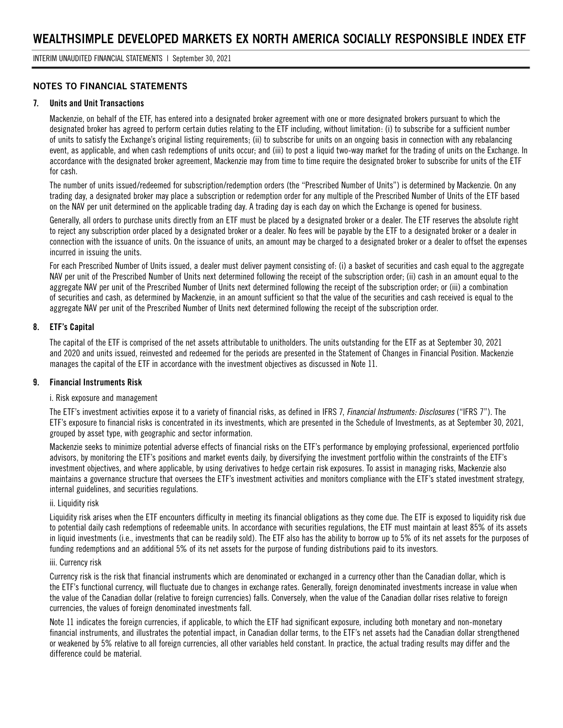## NOTES TO FINANCIAL STATEMENTS

### 7. Units and Unit Transactions

Mackenzie, on behalf of the ETF, has entered into a designated broker agreement with one or more designated brokers pursuant to which the designated broker has agreed to perform certain duties relating to the ETF including, without limitation: (i) to subscribe for a sufficient number of units to satisfy the Exchange's original listing requirements; (ii) to subscribe for units on an ongoing basis in connection with any rebalancing event, as applicable, and when cash redemptions of units occur; and (iii) to post a liquid two-way market for the trading of units on the Exchange. In accordance with the designated broker agreement, Mackenzie may from time to time require the designated broker to subscribe for units of the ETF for cash.

The number of units issued/redeemed for subscription/redemption orders (the "Prescribed Number of Units") is determined by Mackenzie. On any trading day, a designated broker may place a subscription or redemption order for any multiple of the Prescribed Number of Units of the ETF based on the NAV per unit determined on the applicable trading day. A trading day is each day on which the Exchange is opened for business.

Generally, all orders to purchase units directly from an ETF must be placed by a designated broker or a dealer. The ETF reserves the absolute right to reject any subscription order placed by a designated broker or a dealer. No fees will be payable by the ETF to a designated broker or a dealer in connection with the issuance of units. On the issuance of units, an amount may be charged to a designated broker or a dealer to offset the expenses incurred in issuing the units.

For each Prescribed Number of Units issued, a dealer must deliver payment consisting of: (i) a basket of securities and cash equal to the aggregate NAV per unit of the Prescribed Number of Units next determined following the receipt of the subscription order; (ii) cash in an amount equal to the aggregate NAV per unit of the Prescribed Number of Units next determined following the receipt of the subscription order; or (iii) a combination of securities and cash, as determined by Mackenzie, in an amount sufficient so that the value of the securities and cash received is equal to the aggregate NAV per unit of the Prescribed Number of Units next determined following the receipt of the subscription order.

### 8. ETF's Capital

The capital of the ETF is comprised of the net assets attributable to unitholders. The units outstanding for the ETF as at September 30, 2021 and 2020 and units issued, reinvested and redeemed for the periods are presented in the Statement of Changes in Financial Position. Mackenzie manages the capital of the ETF in accordance with the investment objectives as discussed in Note 11.

### 9. Financial Instruments Risk

i. Risk exposure and management

The ETF's investment activities expose it to a variety of financial risks, as defined in IFRS 7, *Financial Instruments: Disclosures* ("IFRS 7"). The ETF's exposure to financial risks is concentrated in its investments, which are presented in the Schedule of Investments, as at September 30, 2021, grouped by asset type, with geographic and sector information.

Mackenzie seeks to minimize potential adverse effects of financial risks on the ETF's performance by employing professional, experienced portfolio advisors, by monitoring the ETF's positions and market events daily, by diversifying the investment portfolio within the constraints of the ETF's investment objectives, and where applicable, by using derivatives to hedge certain risk exposures. To assist in managing risks, Mackenzie also maintains a governance structure that oversees the ETF's investment activities and monitors compliance with the ETF's stated investment strategy, internal guidelines, and securities regulations.

ii. Liquidity risk

Liquidity risk arises when the ETF encounters difficulty in meeting its financial obligations as they come due. The ETF is exposed to liquidity risk due to potential daily cash redemptions of redeemable units. In accordance with securities regulations, the ETF must maintain at least 85% of its assets in liquid investments (i.e., investments that can be readily sold). The ETF also has the ability to borrow up to 5% of its net assets for the purposes of funding redemptions and an additional 5% of its net assets for the purpose of funding distributions paid to its investors.

iii. Currency risk

Currency risk is the risk that financial instruments which are denominated or exchanged in a currency other than the Canadian dollar, which is the ETF's functional currency, will fluctuate due to changes in exchange rates. Generally, foreign denominated investments increase in value when the value of the Canadian dollar (relative to foreign currencies) falls. Conversely, when the value of the Canadian dollar rises relative to foreign currencies, the values of foreign denominated investments fall.

Note 11 indicates the foreign currencies, if applicable, to which the ETF had significant exposure, including both monetary and non-monetary financial instruments, and illustrates the potential impact, in Canadian dollar terms, to the ETF's net assets had the Canadian dollar strengthened or weakened by 5% relative to all foreign currencies, all other variables held constant. In practice, the actual trading results may differ and the difference could be material.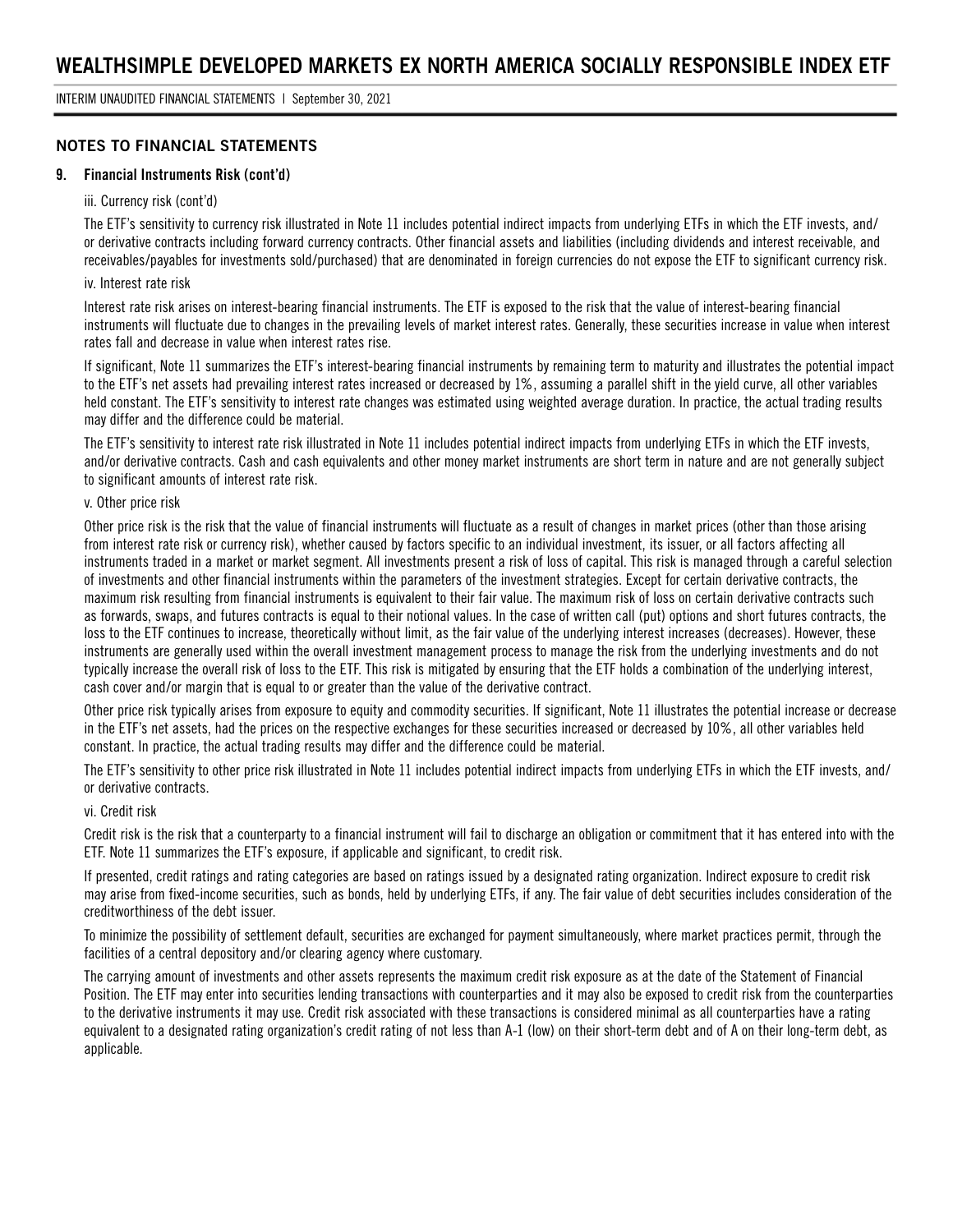## NOTES TO FINANCIAL STATEMENTS

### 9. Financial Instruments Risk (cont'd)

iii. Currency risk (cont'd)

The ETF's sensitivity to currency risk illustrated in Note 11 includes potential indirect impacts from underlying ETFs in which the ETF invests, and/or derivative contracts including forward currency contracts. Other financial assets and liabilities (including dividends and interest receivable, and receivables/payables for investments sold/purchased) that are denominated in foreign currencies do not expose the ETF to significant currency risk.

iv. Interest rate risk

Interest rate risk arises on interest-bearing financial instruments. The ETF is exposed to the risk that the value of interest-bearing financial instruments will fluctuate due to changes in the prevailing levels of market interest rates. Generally, these securities increase in value when interest rates fall and decrease in value when interest rates rise.

If significant, Note 11 summarizes the ETF's interest-bearing financial instruments by remaining term to maturity and illustrates the potential impact to the ETF's net assets had prevailing interest rates increased or decreased by 1%, assuming a parallel shift in the yield curve, all other variables held constant. The ETF's sensitivity to interest rate changes was estimated using weighted average duration. In practice, the actual trading results may differ and the difference could be material.

The ETF's sensitivity to interest rate risk illustrated in Note 11 includes potential indirect impacts from underlying ETFs in which the ETF invests, and/or derivative contracts. Cash and cash equivalents and other money market instruments are short term in nature and are not generally subject to significant amounts of interest rate risk.

v. Other price risk

Other price risk is the risk that the value of financial instruments will fluctuate as a result of changes in market prices (other than those arising from interest rate risk or currency risk), whether caused by factors specific to an individual investment, its issuer, or all factors affecting all instruments traded in a market or market segment. All investments present a risk of loss of capital. This risk is managed through a careful selection of investments and other financial instruments within the parameters of the investment strategies. Except for certain derivative contracts, the maximum risk resulting from financial instruments is equivalent to their fair value. The maximum risk of loss on certain derivative contracts such as forwards, swaps, and futures contracts is equal to their notional values. In the case of written call (put) options and short futures contracts, the loss to the ETF continues to increase, theoretically without limit, as the fair value of the underlying interest increases (decreases). However, these instruments are generally used within the overall investment management process to manage the risk from the underlying investments and do not typically increase the overall risk of loss to the ETF. This risk is mitigated by ensuring that the ETF holds a combination of the underlying interest, cash cover and/or margin that is equal to or greater than the value of the derivative contract.

Other price risk typically arises from exposure to equity and commodity securities. If significant, Note 11 illustrates the potential increase or decrease in the ETF's net assets, had the prices on the respective exchanges for these securities increased or decreased by 10%, all other variables held constant. In practice, the actual trading results may differ and the difference could be material.

The ETF's sensitivity to other price risk illustrated in Note 11 includes potential indirect impacts from underlying ETFs in which the ETF invests, and/or derivative contracts.

vi. Credit risk

Credit risk is the risk that a counterparty to a financial instrument will fail to discharge an obligation or commitment that it has entered into with the ETF. Note 11 summarizes the ETF's exposure, if applicable and significant, to credit risk.

If presented, credit ratings and rating categories are based on ratings issued by a designated rating organization. Indirect exposure to credit risk may arise from fixed-income securities, such as bonds, held by underlying ETFs, if any. The fair value of debt securities includes consideration of the creditworthiness of the debt issuer.

To minimize the possibility of settlement default, securities are exchanged for payment simultaneously, where market practices permit, through the facilities of a central depository and/or clearing agency where customary.

The carrying amount of investments and other assets represents the maximum credit risk exposure as at the date of the Statement of Financial Position. The ETF may enter into securities lending transactions with counterparties and it may also be exposed to credit risk from the counterparties to the derivative instruments it may use. Credit risk associated with these transactions is considered minimal as all counterparties have a rating equivalent to a designated rating organization's credit rating of not less than A-1 (low) on their short-term debt and of A on their long-term debt, as applicable.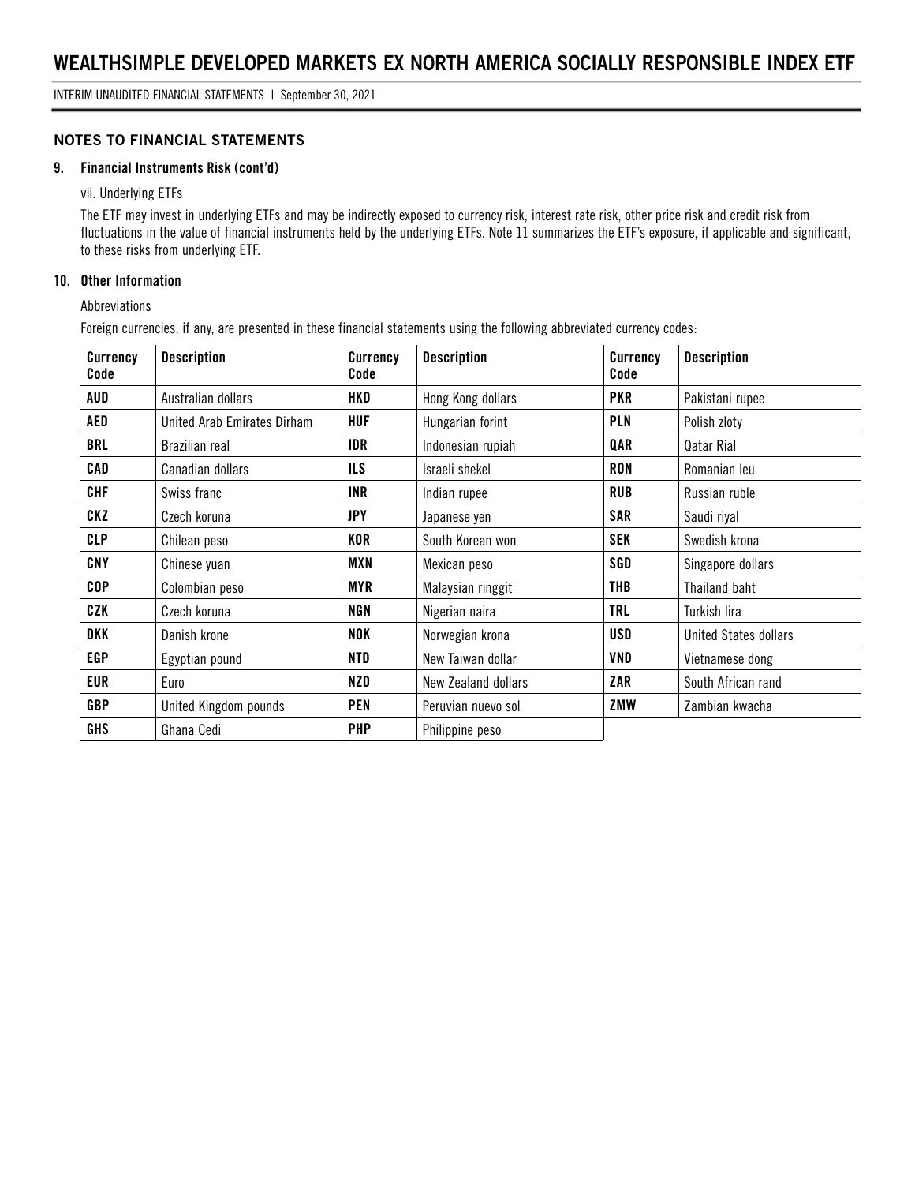## NOTES TO FINANCIAL STATEMENTS

### 9. Financial Instruments Risk (cont'd)

vii. Underlying ETFs

The ETF may invest in underlying ETFs and may be indirectly exposed to currency risk, interest rate risk, other price risk and credit risk from fluctuations in the value of financial instruments held by the underlying ETFs. Note 11 summarizes the ETF's exposure, if applicable and significant, to these risks from underlying ETF.

### 10. Other Information

Abbreviations

Foreign currencies, if any, are presented in these financial statements using the following abbreviated currency codes:

| Currency Code | Description | Currency Code | Description | Currency Code | Description |
|---|---|---|---|---|---|
| **AUD** | Australian dollars | **HKD** | Hong Kong dollars | **PKR** | Pakistani rupee |
| **AED** | United Arab Emirates Dirham | **HUF** | Hungarian forint | **PLN** | Polish zloty |
| **BRL** | Brazilian real | **IDR** | Indonesian rupiah | **QAR** | Qatar Rial |
| **CAD** | Canadian dollars | **ILS** | Israeli shekel | **RON** | Romanian leu |
| **CHF** | Swiss franc | **INR** | Indian rupee | **RUB** | Russian ruble |
| **CKZ** | Czech koruna | **JPY** | Japanese yen | **SAR** | Saudi riyal |
| **CLP** | Chilean peso | **KOR** | South Korean won | **SEK** | Swedish krona |
| **CNY** | Chinese yuan | **MXN** | Mexican peso | **SGD** | Singapore dollars |
| **COP** | Colombian peso | **MYR** | Malaysian ringgit | **THB** | Thailand baht |
| **CZK** | Czech koruna | **NGN** | Nigerian naira | **TRL** | Turkish lira |
| **DKK** | Danish krone | **NOK** | Norwegian krona | **USD** | United States dollars |
| **EGP** | Egyptian pound | **NTD** | New Taiwan dollar | **VND** | Vietnamese dong |
| **EUR** | Euro | **NZD** | New Zealand dollars | **ZAR** | South African rand |
| **GBP** | United Kingdom pounds | **PEN** | Peruvian nuevo sol | **ZMW** | Zambian kwacha |
| **GHS** | Ghana Cedi | **PHP** | Philippine peso | | |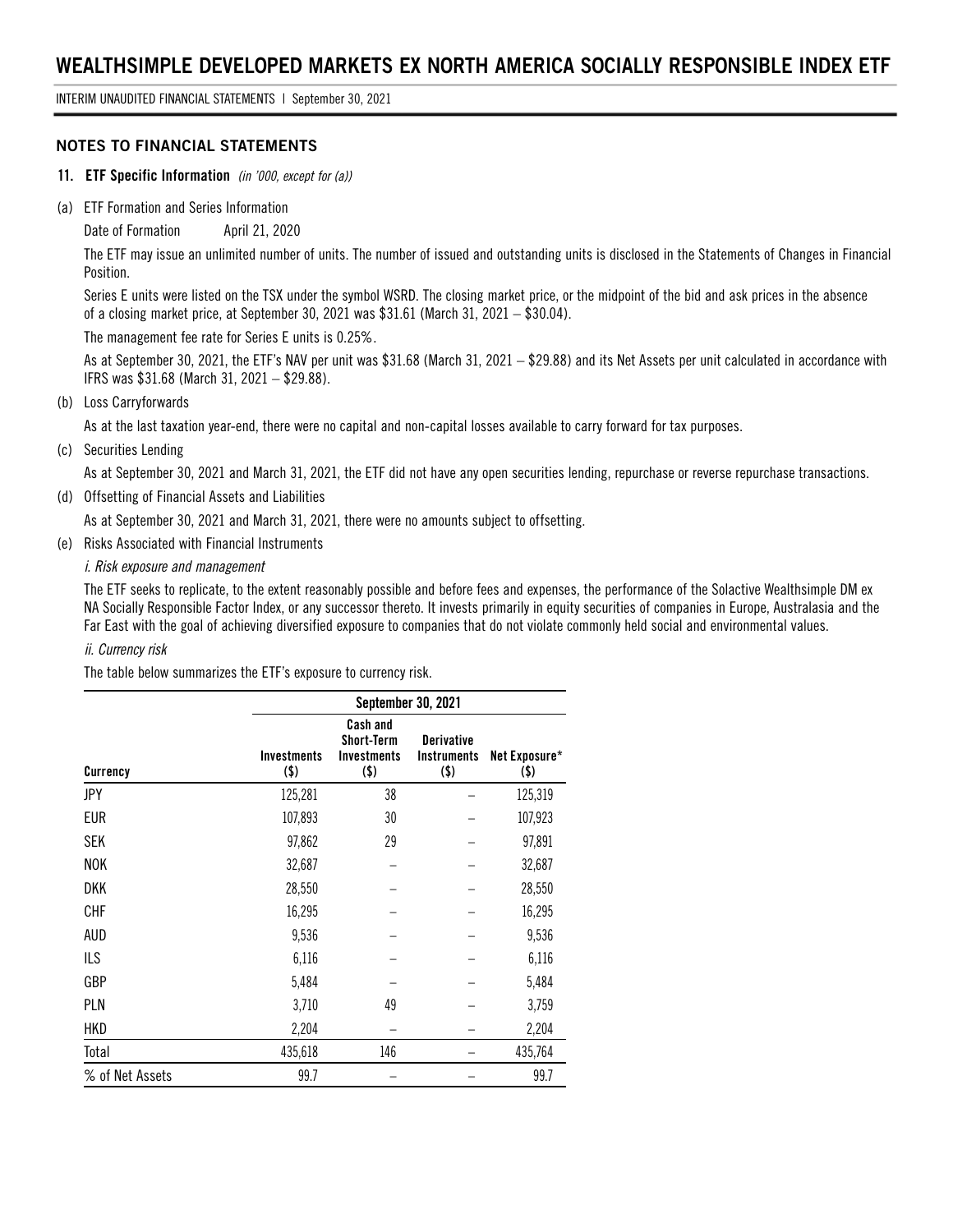# WEALTHSIMPLE DEVELOPED MARKETS EX NORTH AMERICA SOCIALLY RESPONSIBLE INDEX ETF

INTERIM UNAUDITED FINANCIAL STATEMENTS | September 30, 2021

## NOTES TO FINANCIAL STATEMENTS

### 11. ETF Specific Information *(in '000, except for (a))*

(a) ETF Formation and Series Information

Date of Formation April 21, 2020

The ETF may issue an unlimited number of units. The number of issued and outstanding units is disclosed in the Statements of Changes in Financial Position.

Series E units were listed on the TSX under the symbol WSRD. The closing market price, or the midpoint of the bid and ask prices in the absence of a closing market price, at September 30, 2021 was $31.61 (March 31, 2021 – $30.04).

The management fee rate for Series E units is 0.25%.

As at September 30, 2021, the ETF's NAV per unit was $31.68 (March 31, 2021 – $29.88) and its Net Assets per unit calculated in accordance with IFRS was $31.68 (March 31, 2021 – $29.88).

(b) Loss Carryforwards

As at the last taxation year-end, there were no capital and non-capital losses available to carry forward for tax purposes.

(c) Securities Lending

As at September 30, 2021 and March 31, 2021, the ETF did not have any open securities lending, repurchase or reverse repurchase transactions.

(d) Offsetting of Financial Assets and Liabilities

As at September 30, 2021 and March 31, 2021, there were no amounts subject to offsetting.

(e) Risks Associated with Financial Instruments

*i. Risk exposure and management*

The ETF seeks to replicate, to the extent reasonably possible and before fees and expenses, the performance of the Solactive Wealthsimple DM ex NA Socially Responsible Factor Index, or any successor thereto. It invests primarily in equity securities of companies in Europe, Australasia and the Far East with the goal of achieving diversified exposure to companies that do not violate commonly held social and environmental values.

*ii. Currency risk*

The table below summarizes the ETF's exposure to currency risk.

| | September 30, 2021 | | | |
|---|---|---|---|---|
| Currency | Investments ($) | Cash and Short-Term Investments ($) | Derivative Instruments ($) | Net Exposure* ($) |
| JPY | 125,281 | 38 | – | 125,319 |
| EUR | 107,893 | 30 | – | 107,923 |
| SEK | 97,862 | 29 | – | 97,891 |
| NOK | 32,687 | – | – | 32,687 |
| DKK | 28,550 | – | – | 28,550 |
| CHF | 16,295 | – | – | 16,295 |
| AUD | 9,536 | – | – | 9,536 |
| ILS | 6,116 | – | – | 6,116 |
| GBP | 5,484 | – | – | 5,484 |
| PLN | 3,710 | 49 | – | 3,759 |
| HKD | 2,204 | – | – | 2,204 |
| Total | 435,618 | 146 | – | 435,764 |
| % of Net Assets | 99.7 | – | – | 99.7 |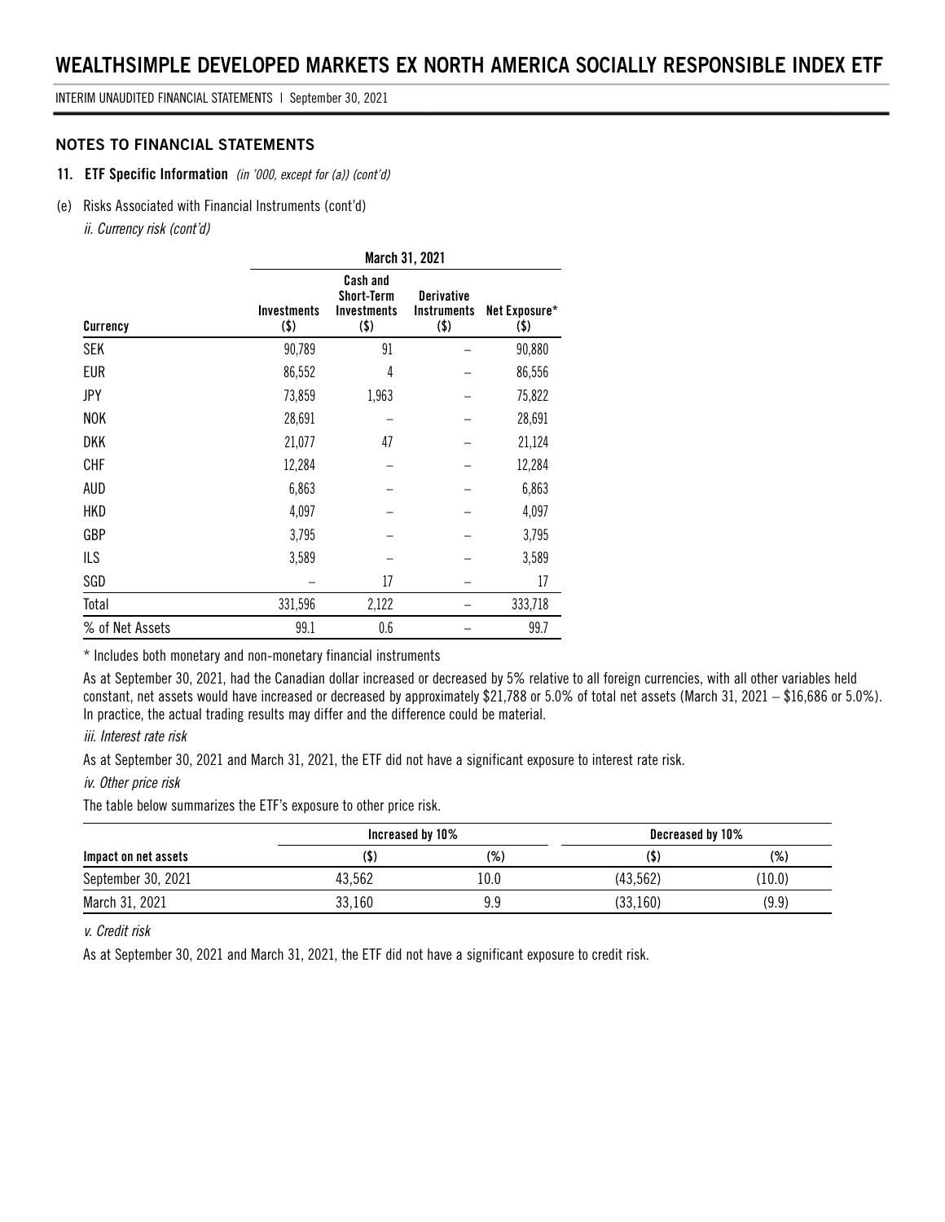## NOTES TO FINANCIAL STATEMENTS

**11. ETF Specific Information** *(in '000, except for (a)) (cont'd)*

(e) Risks Associated with Financial Instruments (cont'd)

*ii. Currency risk (cont'd)*

| | March 31, 2021 | | | |
|---|---|---|---|---|
| Currency | Investments ($) | Cash and Short-Term Investments ($) | Derivative Instruments ($) | Net Exposure* ($) |
| SEK | 90,789 | 91 | – | 90,880 |
| EUR | 86,552 | 4 | – | 86,556 |
| JPY | 73,859 | 1,963 | – | 75,822 |
| NOK | 28,691 | – | – | 28,691 |
| DKK | 21,077 | 47 | – | 21,124 |
| CHF | 12,284 | – | – | 12,284 |
| AUD | 6,863 | – | – | 6,863 |
| HKD | 4,097 | – | – | 4,097 |
| GBP | 3,795 | – | – | 3,795 |
| ILS | 3,589 | – | – | 3,589 |
| SGD | – | 17 | – | 17 |
| Total | 331,596 | 2,122 | – | 333,718 |
| % of Net Assets | 99.1 | 0.6 | – | 99.7 |

* Includes both monetary and non-monetary financial instruments

As at September 30, 2021, had the Canadian dollar increased or decreased by 5% relative to all foreign currencies, with all other variables held constant, net assets would have increased or decreased by approximately $21,788 or 5.0% of total net assets (March 31, 2021 – $16,686 or 5.0%). In practice, the actual trading results may differ and the difference could be material.

*iii. Interest rate risk*

As at September 30, 2021 and March 31, 2021, the ETF did not have a significant exposure to interest rate risk.

*iv. Other price risk*

The table below summarizes the ETF's exposure to other price risk.

| | Increased by 10% | | Decreased by 10% | |
|---|---|---|---|---|
| Impact on net assets | ($) | (%) | ($) | (%) |
| September 30, 2021 | 43,562 | 10.0 | (43,562) | (10.0) |
| March 31, 2021 | 33,160 | 9.9 | (33,160) | (9.9) |

*v. Credit risk*

As at September 30, 2021 and March 31, 2021, the ETF did not have a significant exposure to credit risk.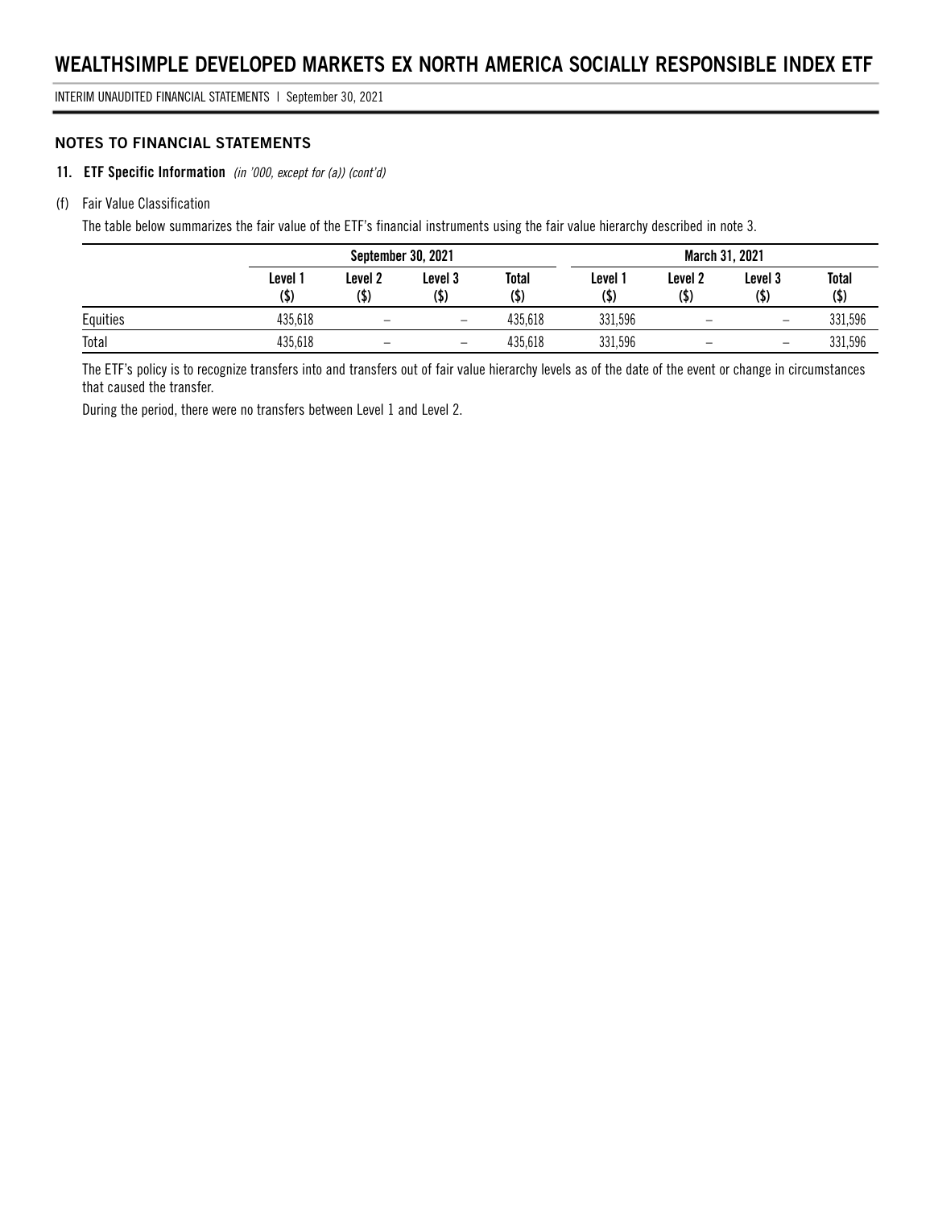# WEALTHSIMPLE DEVELOPED MARKETS EX NORTH AMERICA SOCIALLY RESPONSIBLE INDEX ETF

INTERIM UNAUDITED FINANCIAL STATEMENTS | September 30, 2021

## NOTES TO FINANCIAL STATEMENTS

### 11. ETF Specific Information *(in '000, except for (a)) (cont'd)*

(f) Fair Value Classification

The table below summarizes the fair value of the ETF's financial instruments using the fair value hierarchy described in note 3.

| | September 30, 2021 | | | | March 31, 2021 | | | |
|---|---|---|---|---|---|---|---|---|
| | Level 1 ($) | Level 2 ($) | Level 3 ($) | Total ($) | Level 1 ($) | Level 2 ($) | Level 3 ($) | Total ($) |
| Equities | 435,618 | – | – | 435,618 | 331,596 | – | – | 331,596 |
| Total | 435,618 | – | – | 435,618 | 331,596 | – | – | 331,596 |

The ETF's policy is to recognize transfers into and transfers out of fair value hierarchy levels as of the date of the event or change in circumstances that caused the transfer.

During the period, there were no transfers between Level 1 and Level 2.